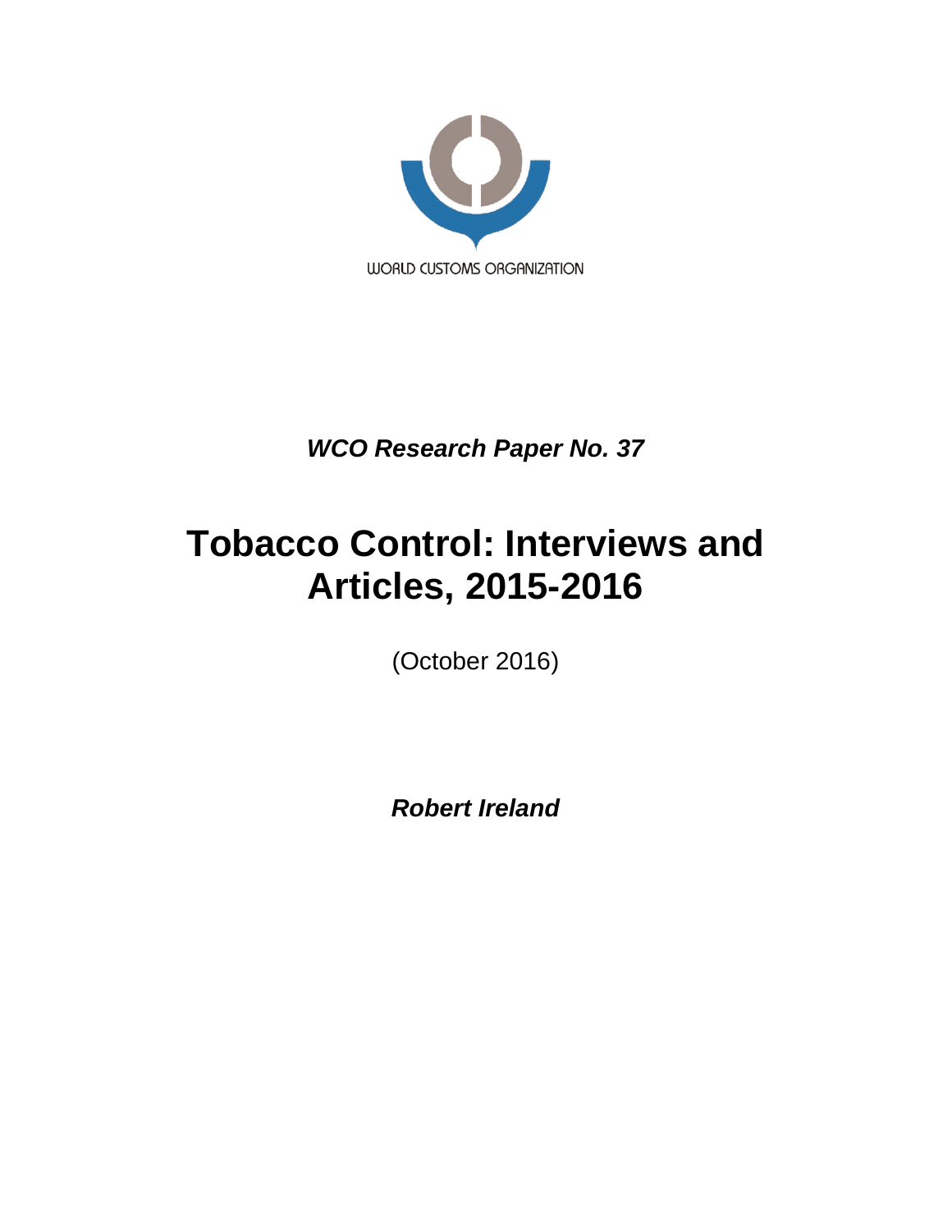WORLD CUSTOMS ORGANIZATION

***WCO Research Paper No. 37***

# Tobacco Control: Interviews and Articles, 2015-2016

(October 2016)

***Robert Ireland***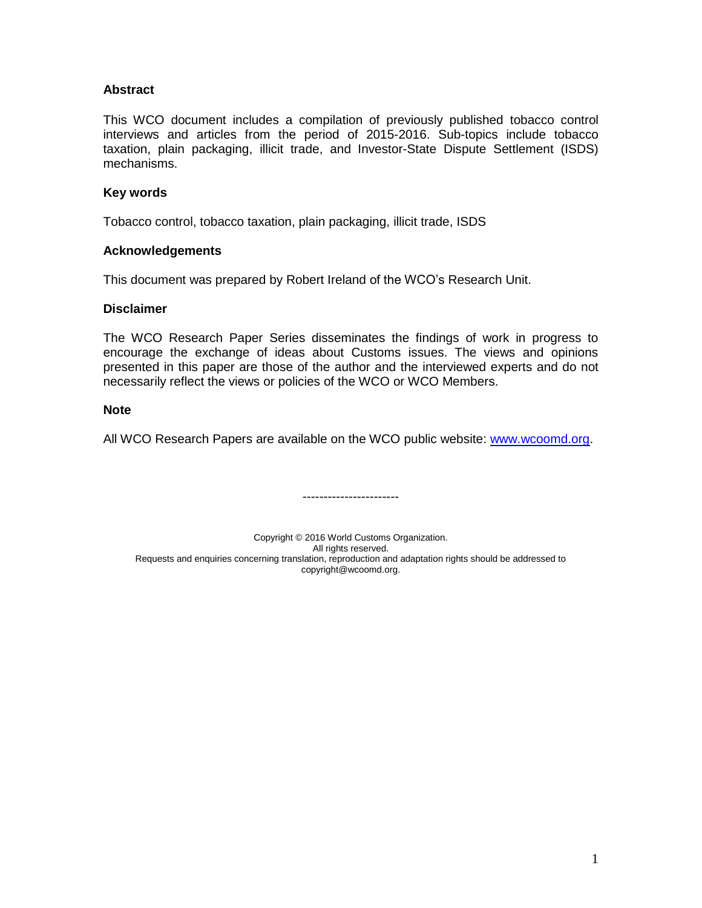### Abstract

This WCO document includes a compilation of previously published tobacco control interviews and articles from the period of 2015-2016. Sub-topics include tobacco taxation, plain packaging, illicit trade, and Investor-State Dispute Settlement (ISDS) mechanisms.

### Key words

Tobacco control, tobacco taxation, plain packaging, illicit trade, ISDS

### Acknowledgements

This document was prepared by Robert Ireland of the WCO's Research Unit.

### Disclaimer

The WCO Research Paper Series disseminates the findings of work in progress to encourage the exchange of ideas about Customs issues. The views and opinions presented in this paper are those of the author and the interviewed experts and do not necessarily reflect the views or policies of the WCO or WCO Members.

### Note

All WCO Research Papers are available on the WCO public website: www.wcoomd.org.

----------------------

Copyright © 2016 World Customs Organization.
All rights reserved.
Requests and enquiries concerning translation, reproduction and adaptation rights should be addressed to copyright@wcoomd.org.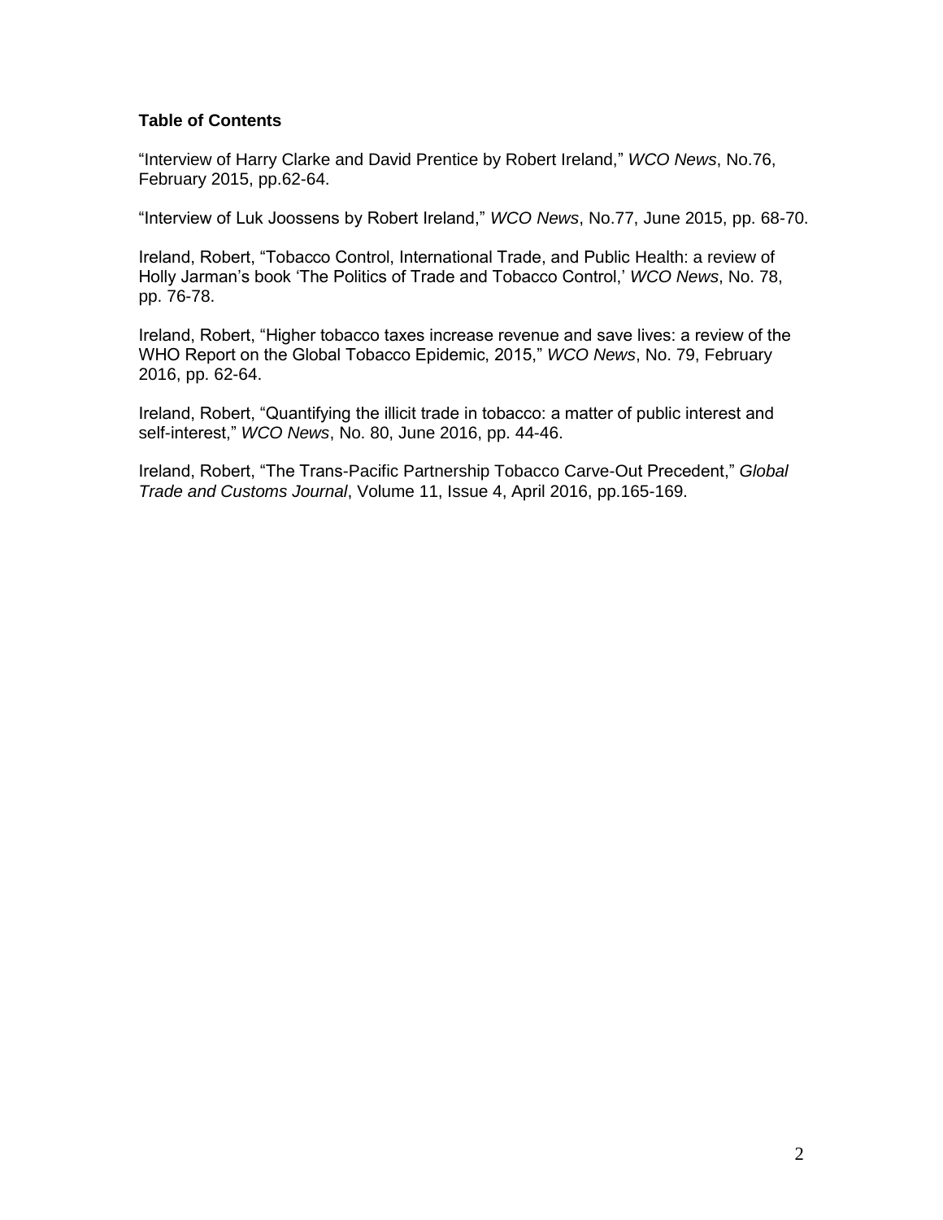**Table of Contents**

"Interview of Harry Clarke and David Prentice by Robert Ireland," *WCO News*, No.76, February 2015, pp.62-64.

"Interview of Luk Joossens by Robert Ireland," *WCO News*, No.77, June 2015, pp. 68-70.

Ireland, Robert, "Tobacco Control, International Trade, and Public Health: a review of Holly Jarman's book 'The Politics of Trade and Tobacco Control,' *WCO News*, No. 78, pp. 76-78.

Ireland, Robert, "Higher tobacco taxes increase revenue and save lives: a review of the WHO Report on the Global Tobacco Epidemic, 2015," *WCO News*, No. 79, February 2016, pp. 62-64.

Ireland, Robert, "Quantifying the illicit trade in tobacco: a matter of public interest and self-interest," *WCO News*, No. 80, June 2016, pp. 44-46.

Ireland, Robert, "The Trans-Pacific Partnership Tobacco Carve-Out Precedent," *Global Trade and Customs Journal*, Volume 11, Issue 4, April 2016, pp.165-169.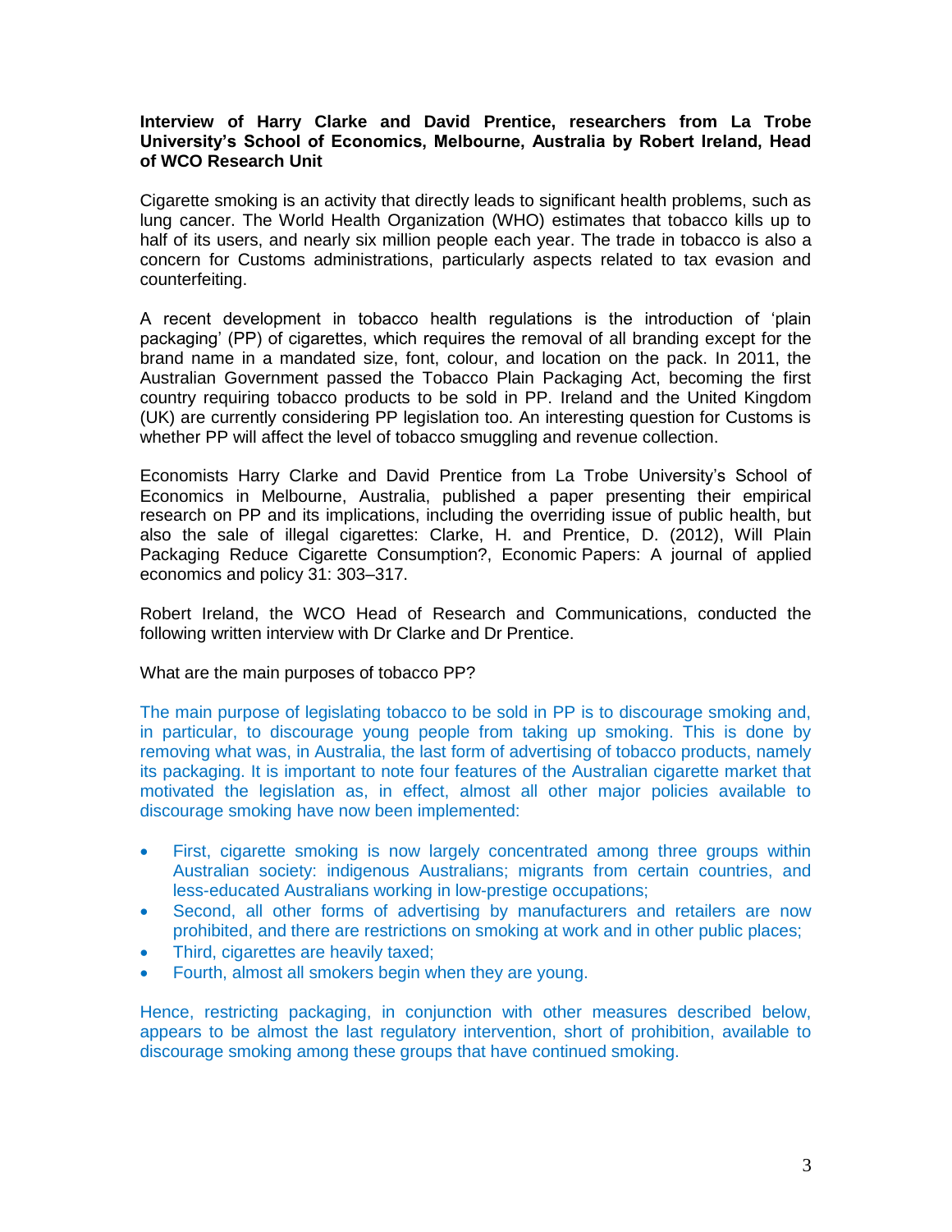**Interview of Harry Clarke and David Prentice, researchers from La Trobe University's School of Economics, Melbourne, Australia by Robert Ireland, Head of WCO Research Unit**

Cigarette smoking is an activity that directly leads to significant health problems, such as lung cancer. The World Health Organization (WHO) estimates that tobacco kills up to half of its users, and nearly six million people each year. The trade in tobacco is also a concern for Customs administrations, particularly aspects related to tax evasion and counterfeiting.

A recent development in tobacco health regulations is the introduction of 'plain packaging' (PP) of cigarettes, which requires the removal of all branding except for the brand name in a mandated size, font, colour, and location on the pack. In 2011, the Australian Government passed the Tobacco Plain Packaging Act, becoming the first country requiring tobacco products to be sold in PP. Ireland and the United Kingdom (UK) are currently considering PP legislation too. An interesting question for Customs is whether PP will affect the level of tobacco smuggling and revenue collection.

Economists Harry Clarke and David Prentice from La Trobe University's School of Economics in Melbourne, Australia, published a paper presenting their empirical research on PP and its implications, including the overriding issue of public health, but also the sale of illegal cigarettes: Clarke, H. and Prentice, D. (2012), Will Plain Packaging Reduce Cigarette Consumption?, Economic Papers: A journal of applied economics and policy 31: 303–317.

Robert Ireland, the WCO Head of Research and Communications, conducted the following written interview with Dr Clarke and Dr Prentice.

What are the main purposes of tobacco PP?

The main purpose of legislating tobacco to be sold in PP is to discourage smoking and, in particular, to discourage young people from taking up smoking. This is done by removing what was, in Australia, the last form of advertising of tobacco products, namely its packaging. It is important to note four features of the Australian cigarette market that motivated the legislation as, in effect, almost all other major policies available to discourage smoking have now been implemented:

- First, cigarette smoking is now largely concentrated among three groups within Australian society: indigenous Australians; migrants from certain countries, and less-educated Australians working in low-prestige occupations;
- Second, all other forms of advertising by manufacturers and retailers are now prohibited, and there are restrictions on smoking at work and in other public places;
- Third, cigarettes are heavily taxed;
- Fourth, almost all smokers begin when they are young.

Hence, restricting packaging, in conjunction with other measures described below, appears to be almost the last regulatory intervention, short of prohibition, available to discourage smoking among these groups that have continued smoking.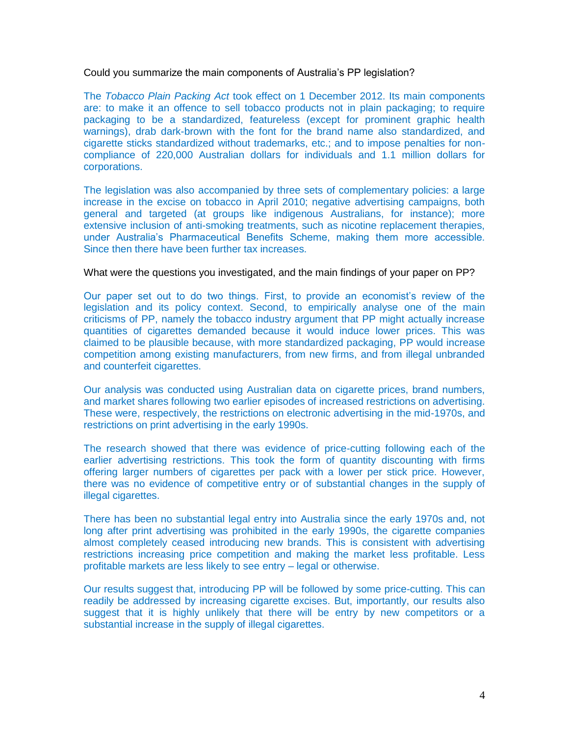Could you summarize the main components of Australia's PP legislation?

The *Tobacco Plain Packing Act* took effect on 1 December 2012. Its main components are: to make it an offence to sell tobacco products not in plain packaging; to require packaging to be a standardized, featureless (except for prominent graphic health warnings), drab dark-brown with the font for the brand name also standardized, and cigarette sticks standardized without trademarks, etc.; and to impose penalties for non-compliance of 220,000 Australian dollars for individuals and 1.1 million dollars for corporations.

The legislation was also accompanied by three sets of complementary policies: a large increase in the excise on tobacco in April 2010; negative advertising campaigns, both general and targeted (at groups like indigenous Australians, for instance); more extensive inclusion of anti-smoking treatments, such as nicotine replacement therapies, under Australia's Pharmaceutical Benefits Scheme, making them more accessible. Since then there have been further tax increases.

What were the questions you investigated, and the main findings of your paper on PP?

Our paper set out to do two things. First, to provide an economist's review of the legislation and its policy context. Second, to empirically analyse one of the main criticisms of PP, namely the tobacco industry argument that PP might actually increase quantities of cigarettes demanded because it would induce lower prices. This was claimed to be plausible because, with more standardized packaging, PP would increase competition among existing manufacturers, from new firms, and from illegal unbranded and counterfeit cigarettes.

Our analysis was conducted using Australian data on cigarette prices, brand numbers, and market shares following two earlier episodes of increased restrictions on advertising. These were, respectively, the restrictions on electronic advertising in the mid-1970s, and restrictions on print advertising in the early 1990s.

The research showed that there was evidence of price-cutting following each of the earlier advertising restrictions. This took the form of quantity discounting with firms offering larger numbers of cigarettes per pack with a lower per stick price. However, there was no evidence of competitive entry or of substantial changes in the supply of illegal cigarettes.

There has been no substantial legal entry into Australia since the early 1970s and, not long after print advertising was prohibited in the early 1990s, the cigarette companies almost completely ceased introducing new brands. This is consistent with advertising restrictions increasing price competition and making the market less profitable. Less profitable markets are less likely to see entry – legal or otherwise.

Our results suggest that, introducing PP will be followed by some price-cutting. This can readily be addressed by increasing cigarette excises. But, importantly, our results also suggest that it is highly unlikely that there will be entry by new competitors or a substantial increase in the supply of illegal cigarettes.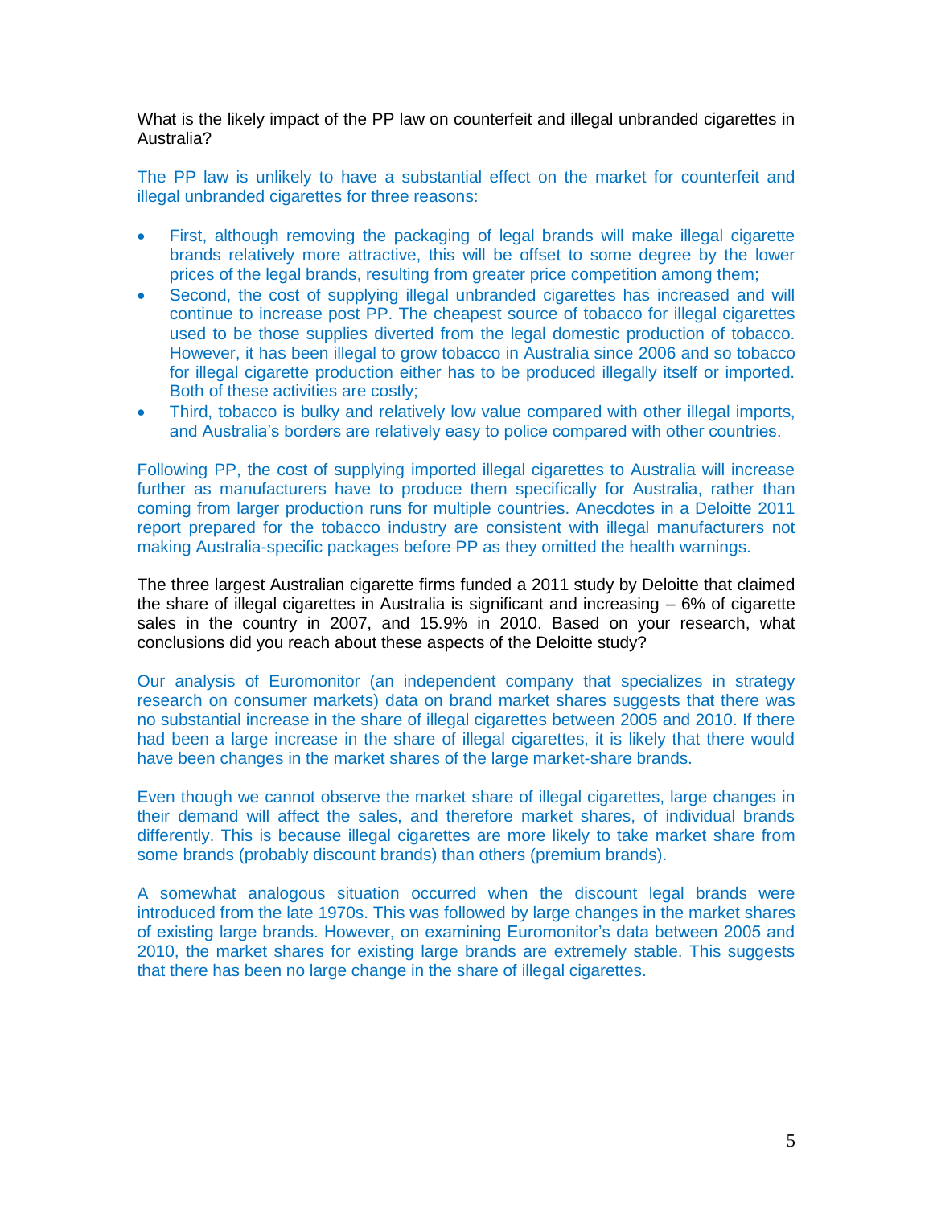What is the likely impact of the PP law on counterfeit and illegal unbranded cigarettes in Australia?

The PP law is unlikely to have a substantial effect on the market for counterfeit and illegal unbranded cigarettes for three reasons:

- First, although removing the packaging of legal brands will make illegal cigarette brands relatively more attractive, this will be offset to some degree by the lower prices of the legal brands, resulting from greater price competition among them;
- Second, the cost of supplying illegal unbranded cigarettes has increased and will continue to increase post PP. The cheapest source of tobacco for illegal cigarettes used to be those supplies diverted from the legal domestic production of tobacco. However, it has been illegal to grow tobacco in Australia since 2006 and so tobacco for illegal cigarette production either has to be produced illegally itself or imported. Both of these activities are costly;
- Third, tobacco is bulky and relatively low value compared with other illegal imports, and Australia's borders are relatively easy to police compared with other countries.

Following PP, the cost of supplying imported illegal cigarettes to Australia will increase further as manufacturers have to produce them specifically for Australia, rather than coming from larger production runs for multiple countries. Anecdotes in a Deloitte 2011 report prepared for the tobacco industry are consistent with illegal manufacturers not making Australia-specific packages before PP as they omitted the health warnings.

The three largest Australian cigarette firms funded a 2011 study by Deloitte that claimed the share of illegal cigarettes in Australia is significant and increasing – 6% of cigarette sales in the country in 2007, and 15.9% in 2010. Based on your research, what conclusions did you reach about these aspects of the Deloitte study?

Our analysis of Euromonitor (an independent company that specializes in strategy research on consumer markets) data on brand market shares suggests that there was no substantial increase in the share of illegal cigarettes between 2005 and 2010. If there had been a large increase in the share of illegal cigarettes, it is likely that there would have been changes in the market shares of the large market-share brands.

Even though we cannot observe the market share of illegal cigarettes, large changes in their demand will affect the sales, and therefore market shares, of individual brands differently. This is because illegal cigarettes are more likely to take market share from some brands (probably discount brands) than others (premium brands).

A somewhat analogous situation occurred when the discount legal brands were introduced from the late 1970s. This was followed by large changes in the market shares of existing large brands. However, on examining Euromonitor's data between 2005 and 2010, the market shares for existing large brands are extremely stable. This suggests that there has been no large change in the share of illegal cigarettes.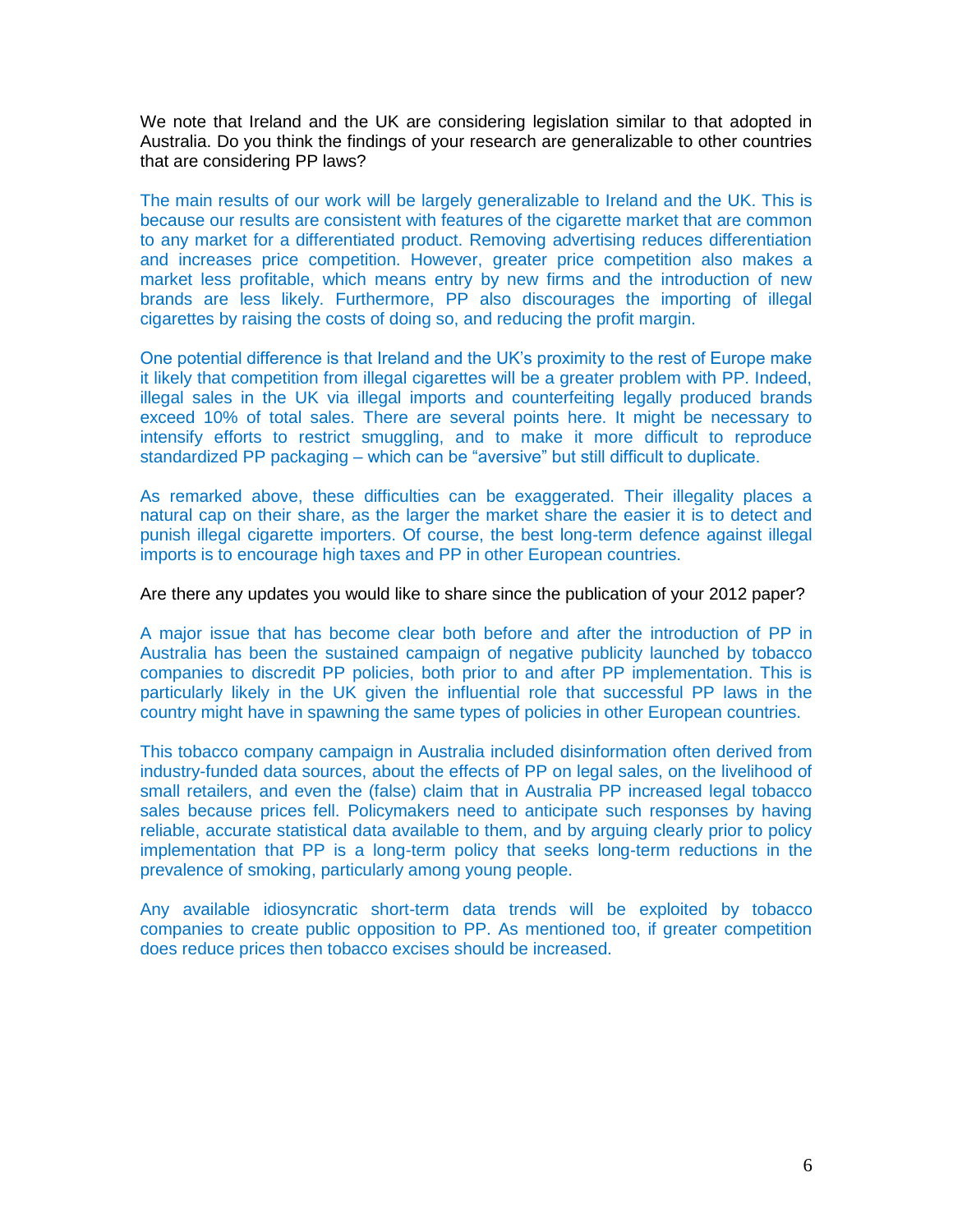We note that Ireland and the UK are considering legislation similar to that adopted in Australia. Do you think the findings of your research are generalizable to other countries that are considering PP laws?

The main results of our work will be largely generalizable to Ireland and the UK. This is because our results are consistent with features of the cigarette market that are common to any market for a differentiated product. Removing advertising reduces differentiation and increases price competition. However, greater price competition also makes a market less profitable, which means entry by new firms and the introduction of new brands are less likely. Furthermore, PP also discourages the importing of illegal cigarettes by raising the costs of doing so, and reducing the profit margin.

One potential difference is that Ireland and the UK's proximity to the rest of Europe make it likely that competition from illegal cigarettes will be a greater problem with PP. Indeed, illegal sales in the UK via illegal imports and counterfeiting legally produced brands exceed 10% of total sales. There are several points here. It might be necessary to intensify efforts to restrict smuggling, and to make it more difficult to reproduce standardized PP packaging – which can be "aversive" but still difficult to duplicate.

As remarked above, these difficulties can be exaggerated. Their illegality places a natural cap on their share, as the larger the market share the easier it is to detect and punish illegal cigarette importers. Of course, the best long-term defence against illegal imports is to encourage high taxes and PP in other European countries.

Are there any updates you would like to share since the publication of your 2012 paper?

A major issue that has become clear both before and after the introduction of PP in Australia has been the sustained campaign of negative publicity launched by tobacco companies to discredit PP policies, both prior to and after PP implementation. This is particularly likely in the UK given the influential role that successful PP laws in the country might have in spawning the same types of policies in other European countries.

This tobacco company campaign in Australia included disinformation often derived from industry-funded data sources, about the effects of PP on legal sales, on the livelihood of small retailers, and even the (false) claim that in Australia PP increased legal tobacco sales because prices fell. Policymakers need to anticipate such responses by having reliable, accurate statistical data available to them, and by arguing clearly prior to policy implementation that PP is a long-term policy that seeks long-term reductions in the prevalence of smoking, particularly among young people.

Any available idiosyncratic short-term data trends will be exploited by tobacco companies to create public opposition to PP. As mentioned too, if greater competition does reduce prices then tobacco excises should be increased.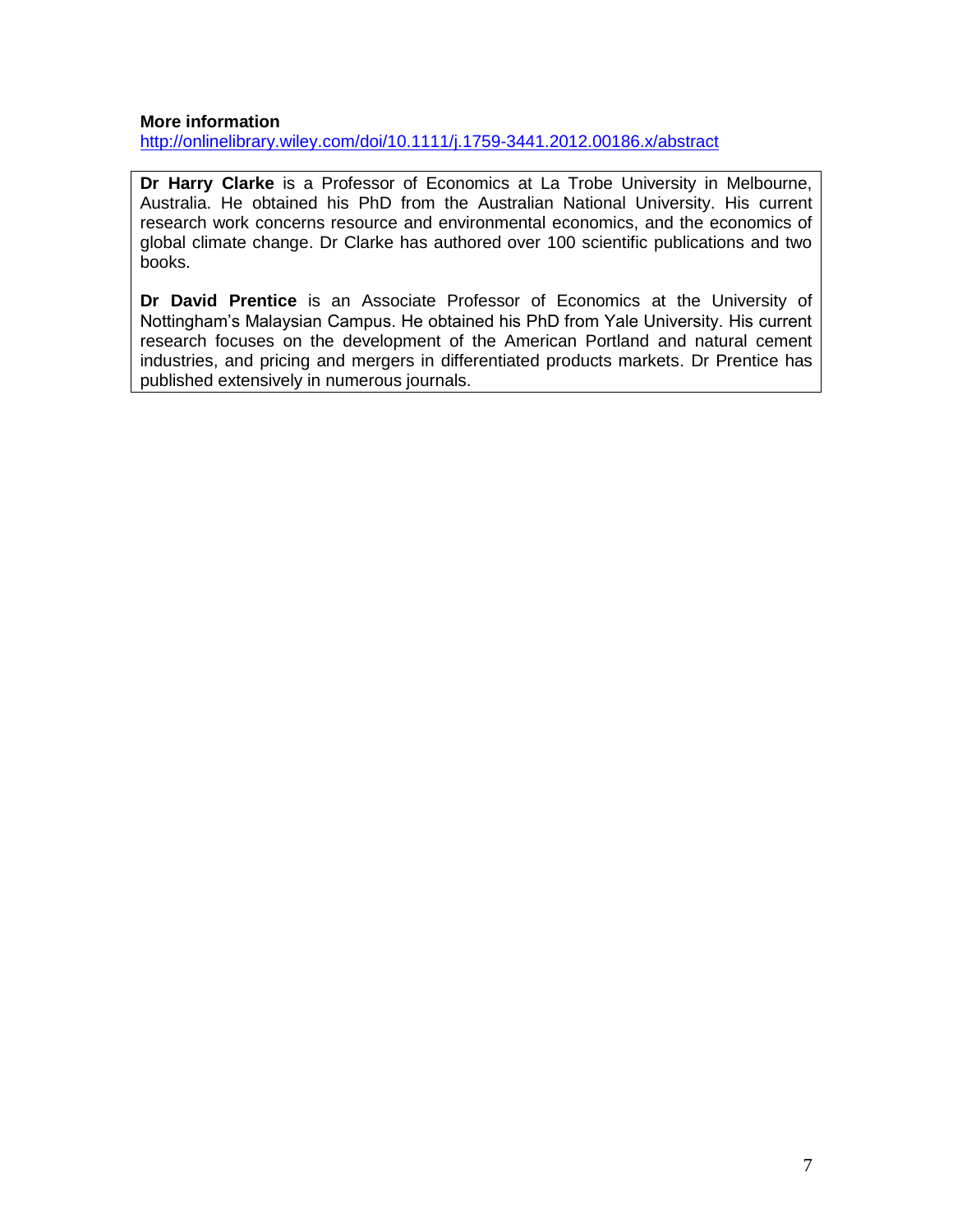**More information**
http://onlinelibrary.wiley.com/doi/10.1111/j.1759-3441.2012.00186.x/abstract

**Dr Harry Clarke** is a Professor of Economics at La Trobe University in Melbourne, Australia. He obtained his PhD from the Australian National University. His current research work concerns resource and environmental economics, and the economics of global climate change. Dr Clarke has authored over 100 scientific publications and two books.

**Dr David Prentice** is an Associate Professor of Economics at the University of Nottingham's Malaysian Campus. He obtained his PhD from Yale University. His current research focuses on the development of the American Portland and natural cement industries, and pricing and mergers in differentiated products markets. Dr Prentice has published extensively in numerous journals.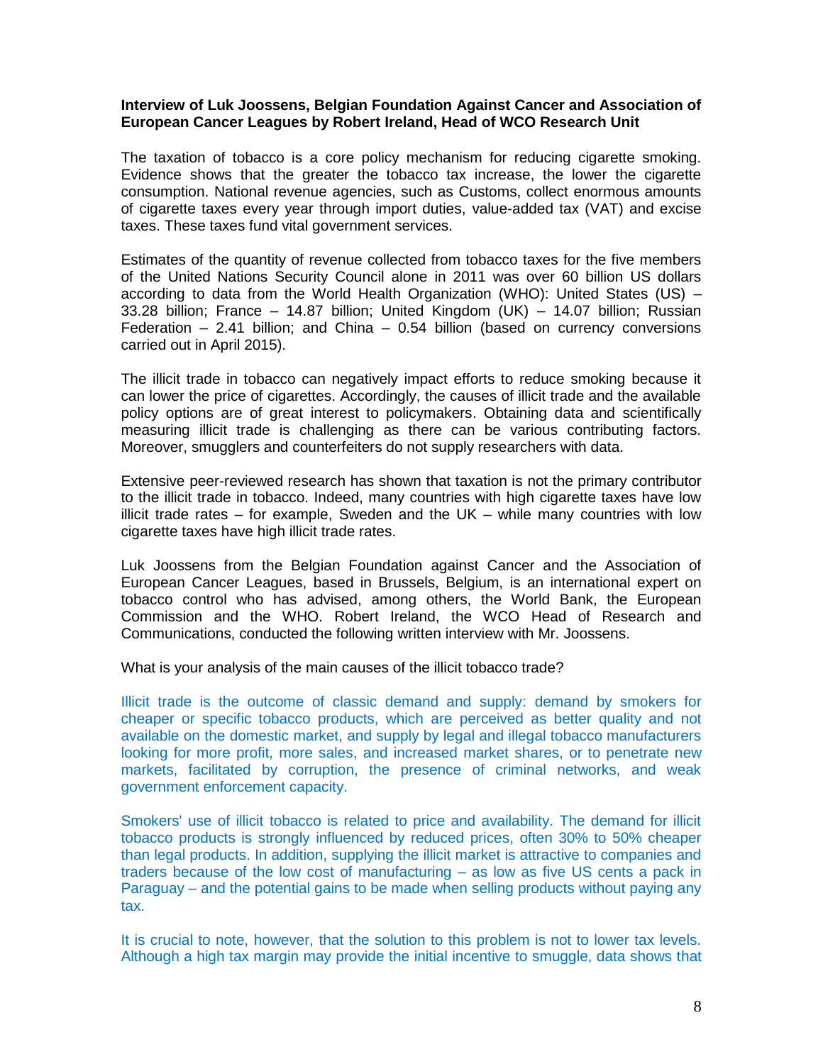**Interview of Luk Joossens, Belgian Foundation Against Cancer and Association of European Cancer Leagues by Robert Ireland, Head of WCO Research Unit**

The taxation of tobacco is a core policy mechanism for reducing cigarette smoking. Evidence shows that the greater the tobacco tax increase, the lower the cigarette consumption. National revenue agencies, such as Customs, collect enormous amounts of cigarette taxes every year through import duties, value-added tax (VAT) and excise taxes. These taxes fund vital government services.

Estimates of the quantity of revenue collected from tobacco taxes for the five members of the United Nations Security Council alone in 2011 was over 60 billion US dollars according to data from the World Health Organization (WHO): United States (US) – 33.28 billion; France – 14.87 billion; United Kingdom (UK) – 14.07 billion; Russian Federation – 2.41 billion; and China – 0.54 billion (based on currency conversions carried out in April 2015).

The illicit trade in tobacco can negatively impact efforts to reduce smoking because it can lower the price of cigarettes. Accordingly, the causes of illicit trade and the available policy options are of great interest to policymakers. Obtaining data and scientifically measuring illicit trade is challenging as there can be various contributing factors. Moreover, smugglers and counterfeiters do not supply researchers with data.

Extensive peer-reviewed research has shown that taxation is not the primary contributor to the illicit trade in tobacco. Indeed, many countries with high cigarette taxes have low illicit trade rates – for example, Sweden and the UK – while many countries with low cigarette taxes have high illicit trade rates.

Luk Joossens from the Belgian Foundation against Cancer and the Association of European Cancer Leagues, based in Brussels, Belgium, is an international expert on tobacco control who has advised, among others, the World Bank, the European Commission and the WHO. Robert Ireland, the WCO Head of Research and Communications, conducted the following written interview with Mr. Joossens.

What is your analysis of the main causes of the illicit tobacco trade?

Illicit trade is the outcome of classic demand and supply: demand by smokers for cheaper or specific tobacco products, which are perceived as better quality and not available on the domestic market, and supply by legal and illegal tobacco manufacturers looking for more profit, more sales, and increased market shares, or to penetrate new markets, facilitated by corruption, the presence of criminal networks, and weak government enforcement capacity.

Smokers' use of illicit tobacco is related to price and availability. The demand for illicit tobacco products is strongly influenced by reduced prices, often 30% to 50% cheaper than legal products. In addition, supplying the illicit market is attractive to companies and traders because of the low cost of manufacturing – as low as five US cents a pack in Paraguay – and the potential gains to be made when selling products without paying any tax.

It is crucial to note, however, that the solution to this problem is not to lower tax levels. Although a high tax margin may provide the initial incentive to smuggle, data shows that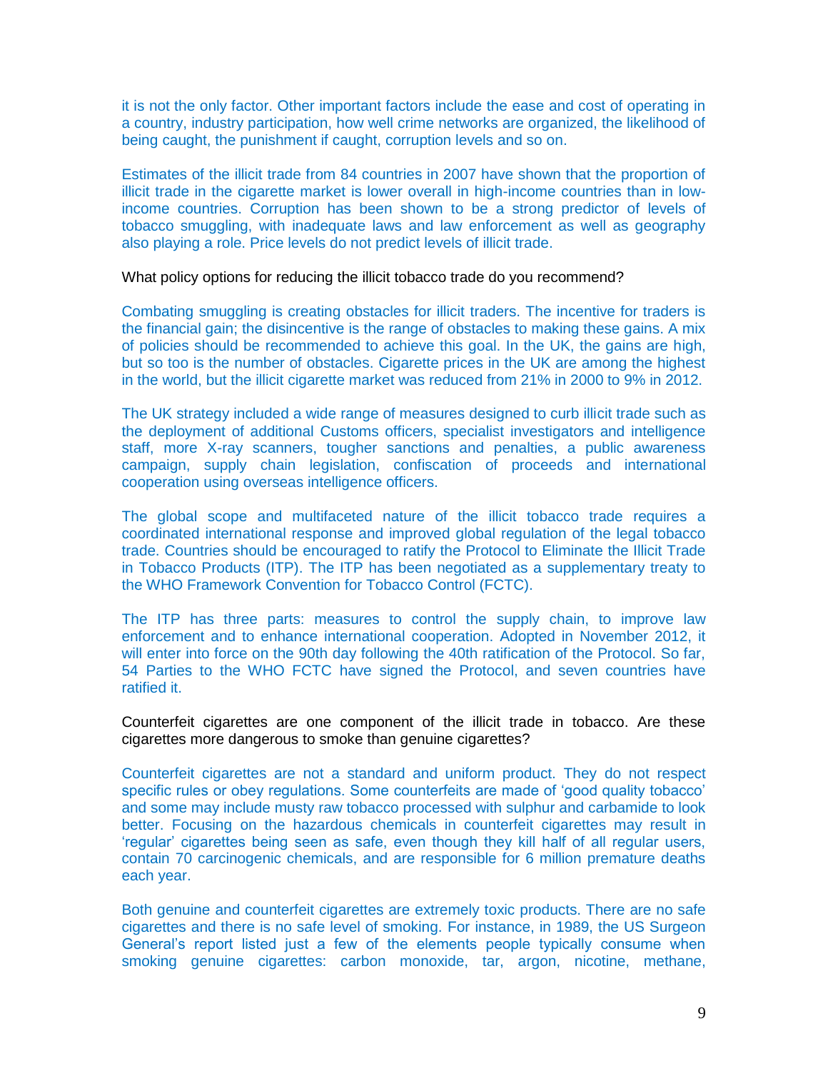it is not the only factor. Other important factors include the ease and cost of operating in a country, industry participation, how well crime networks are organized, the likelihood of being caught, the punishment if caught, corruption levels and so on.

Estimates of the illicit trade from 84 countries in 2007 have shown that the proportion of illicit trade in the cigarette market is lower overall in high-income countries than in low-income countries. Corruption has been shown to be a strong predictor of levels of tobacco smuggling, with inadequate laws and law enforcement as well as geography also playing a role. Price levels do not predict levels of illicit trade.

What policy options for reducing the illicit tobacco trade do you recommend?

Combating smuggling is creating obstacles for illicit traders. The incentive for traders is the financial gain; the disincentive is the range of obstacles to making these gains. A mix of policies should be recommended to achieve this goal. In the UK, the gains are high, but so too is the number of obstacles. Cigarette prices in the UK are among the highest in the world, but the illicit cigarette market was reduced from 21% in 2000 to 9% in 2012.

The UK strategy included a wide range of measures designed to curb illicit trade such as the deployment of additional Customs officers, specialist investigators and intelligence staff, more X-ray scanners, tougher sanctions and penalties, a public awareness campaign, supply chain legislation, confiscation of proceeds and international cooperation using overseas intelligence officers.

The global scope and multifaceted nature of the illicit tobacco trade requires a coordinated international response and improved global regulation of the legal tobacco trade. Countries should be encouraged to ratify the Protocol to Eliminate the Illicit Trade in Tobacco Products (ITP). The ITP has been negotiated as a supplementary treaty to the WHO Framework Convention for Tobacco Control (FCTC).

The ITP has three parts: measures to control the supply chain, to improve law enforcement and to enhance international cooperation. Adopted in November 2012, it will enter into force on the 90th day following the 40th ratification of the Protocol. So far, 54 Parties to the WHO FCTC have signed the Protocol, and seven countries have ratified it.

Counterfeit cigarettes are one component of the illicit trade in tobacco. Are these cigarettes more dangerous to smoke than genuine cigarettes?

Counterfeit cigarettes are not a standard and uniform product. They do not respect specific rules or obey regulations. Some counterfeits are made of 'good quality tobacco' and some may include musty raw tobacco processed with sulphur and carbamide to look better. Focusing on the hazardous chemicals in counterfeit cigarettes may result in 'regular' cigarettes being seen as safe, even though they kill half of all regular users, contain 70 carcinogenic chemicals, and are responsible for 6 million premature deaths each year.

Both genuine and counterfeit cigarettes are extremely toxic products. There are no safe cigarettes and there is no safe level of smoking. For instance, in 1989, the US Surgeon General's report listed just a few of the elements people typically consume when smoking genuine cigarettes: carbon monoxide, tar, argon, nicotine, methane,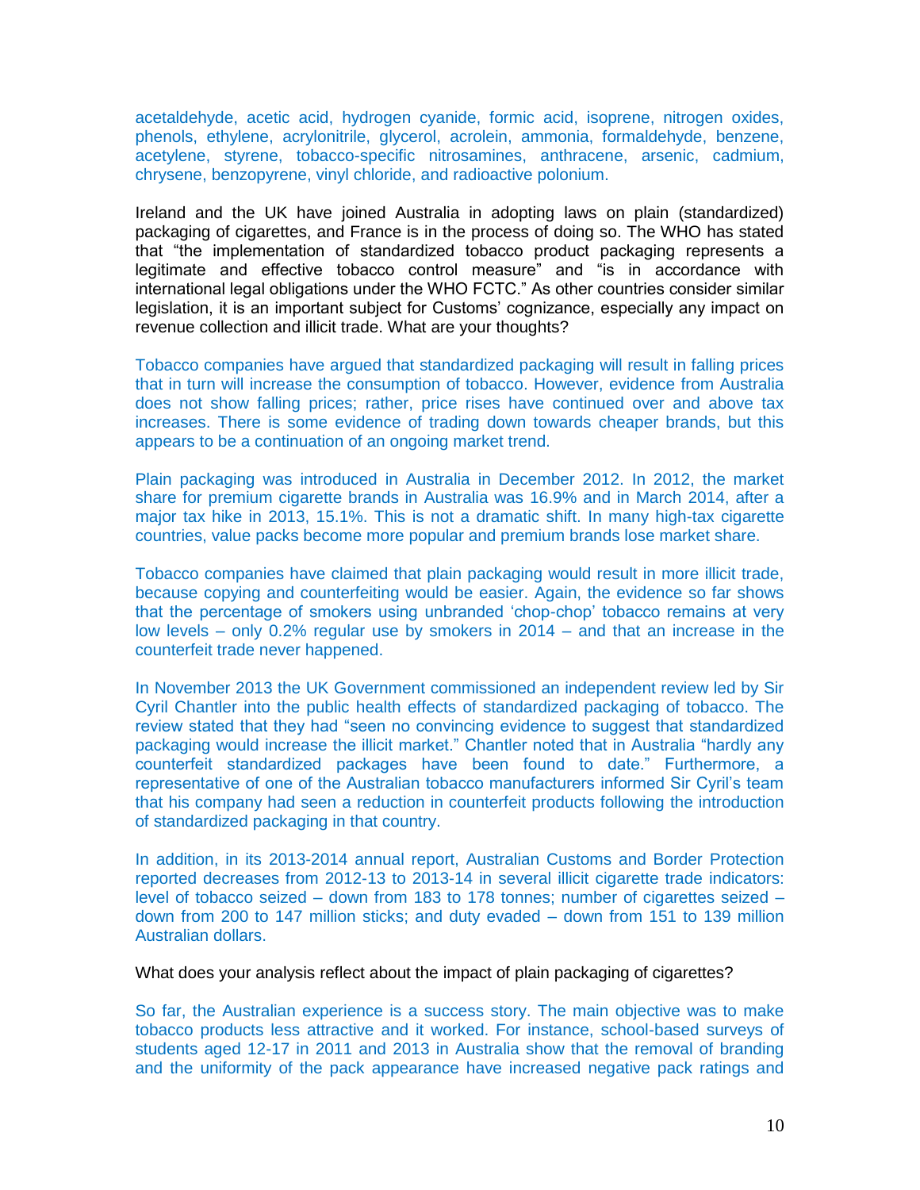acetaldehyde, acetic acid, hydrogen cyanide, formic acid, isoprene, nitrogen oxides, phenols, ethylene, acrylonitrile, glycerol, acrolein, ammonia, formaldehyde, benzene, acetylene, styrene, tobacco-specific nitrosamines, anthracene, arsenic, cadmium, chrysene, benzopyrene, vinyl chloride, and radioactive polonium.

Ireland and the UK have joined Australia in adopting laws on plain (standardized) packaging of cigarettes, and France is in the process of doing so. The WHO has stated that "the implementation of standardized tobacco product packaging represents a legitimate and effective tobacco control measure" and "is in accordance with international legal obligations under the WHO FCTC." As other countries consider similar legislation, it is an important subject for Customs' cognizance, especially any impact on revenue collection and illicit trade. What are your thoughts?

Tobacco companies have argued that standardized packaging will result in falling prices that in turn will increase the consumption of tobacco. However, evidence from Australia does not show falling prices; rather, price rises have continued over and above tax increases. There is some evidence of trading down towards cheaper brands, but this appears to be a continuation of an ongoing market trend.

Plain packaging was introduced in Australia in December 2012. In 2012, the market share for premium cigarette brands in Australia was 16.9% and in March 2014, after a major tax hike in 2013, 15.1%. This is not a dramatic shift. In many high-tax cigarette countries, value packs become more popular and premium brands lose market share.

Tobacco companies have claimed that plain packaging would result in more illicit trade, because copying and counterfeiting would be easier. Again, the evidence so far shows that the percentage of smokers using unbranded 'chop-chop' tobacco remains at very low levels – only 0.2% regular use by smokers in 2014 – and that an increase in the counterfeit trade never happened.

In November 2013 the UK Government commissioned an independent review led by Sir Cyril Chantler into the public health effects of standardized packaging of tobacco. The review stated that they had "seen no convincing evidence to suggest that standardized packaging would increase the illicit market." Chantler noted that in Australia "hardly any counterfeit standardized packages have been found to date." Furthermore, a representative of one of the Australian tobacco manufacturers informed Sir Cyril's team that his company had seen a reduction in counterfeit products following the introduction of standardized packaging in that country.

In addition, in its 2013-2014 annual report, Australian Customs and Border Protection reported decreases from 2012-13 to 2013-14 in several illicit cigarette trade indicators: level of tobacco seized – down from 183 to 178 tonnes; number of cigarettes seized – down from 200 to 147 million sticks; and duty evaded – down from 151 to 139 million Australian dollars.

What does your analysis reflect about the impact of plain packaging of cigarettes?

So far, the Australian experience is a success story. The main objective was to make tobacco products less attractive and it worked. For instance, school-based surveys of students aged 12-17 in 2011 and 2013 in Australia show that the removal of branding and the uniformity of the pack appearance have increased negative pack ratings and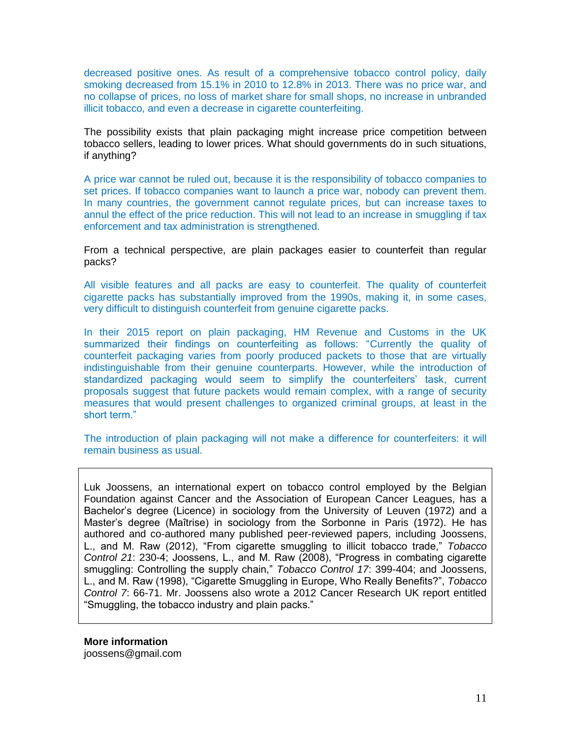decreased positive ones. As result of a comprehensive tobacco control policy, daily smoking decreased from 15.1% in 2010 to 12.8% in 2013. There was no price war, and no collapse of prices, no loss of market share for small shops, no increase in unbranded illicit tobacco, and even a decrease in cigarette counterfeiting.

The possibility exists that plain packaging might increase price competition between tobacco sellers, leading to lower prices. What should governments do in such situations, if anything?

A price war cannot be ruled out, because it is the responsibility of tobacco companies to set prices. If tobacco companies want to launch a price war, nobody can prevent them. In many countries, the government cannot regulate prices, but can increase taxes to annul the effect of the price reduction. This will not lead to an increase in smuggling if tax enforcement and tax administration is strengthened.

From a technical perspective, are plain packages easier to counterfeit than regular packs?

All visible features and all packs are easy to counterfeit. The quality of counterfeit cigarette packs has substantially improved from the 1990s, making it, in some cases, very difficult to distinguish counterfeit from genuine cigarette packs.

In their 2015 report on plain packaging, HM Revenue and Customs in the UK summarized their findings on counterfeiting as follows: "Currently the quality of counterfeit packaging varies from poorly produced packets to those that are virtually indistinguishable from their genuine counterparts. However, while the introduction of standardized packaging would seem to simplify the counterfeiters' task, current proposals suggest that future packets would remain complex, with a range of security measures that would present challenges to organized criminal groups, at least in the short term."

The introduction of plain packaging will not make a difference for counterfeiters: it will remain business as usual.

---

Luk Joossens, an international expert on tobacco control employed by the Belgian Foundation against Cancer and the Association of European Cancer Leagues, has a Bachelor's degree (Licence) in sociology from the University of Leuven (1972) and a Master's degree (Maîtrise) in sociology from the Sorbonne in Paris (1972). He has authored and co-authored many published peer-reviewed papers, including Joossens, L., and M. Raw (2012), "From cigarette smuggling to illicit tobacco trade," *Tobacco Control 21*: 230-4; Joossens, L., and M. Raw (2008), "Progress in combating cigarette smuggling: Controlling the supply chain," *Tobacco Control 17*: 399-404; and Joossens, L., and M. Raw (1998), "Cigarette Smuggling in Europe, Who Really Benefits?", *Tobacco Control 7*: 66-71. Mr. Joossens also wrote a 2012 Cancer Research UK report entitled "Smuggling, the tobacco industry and plain packs."

---

**More information**
joossens@gmail.com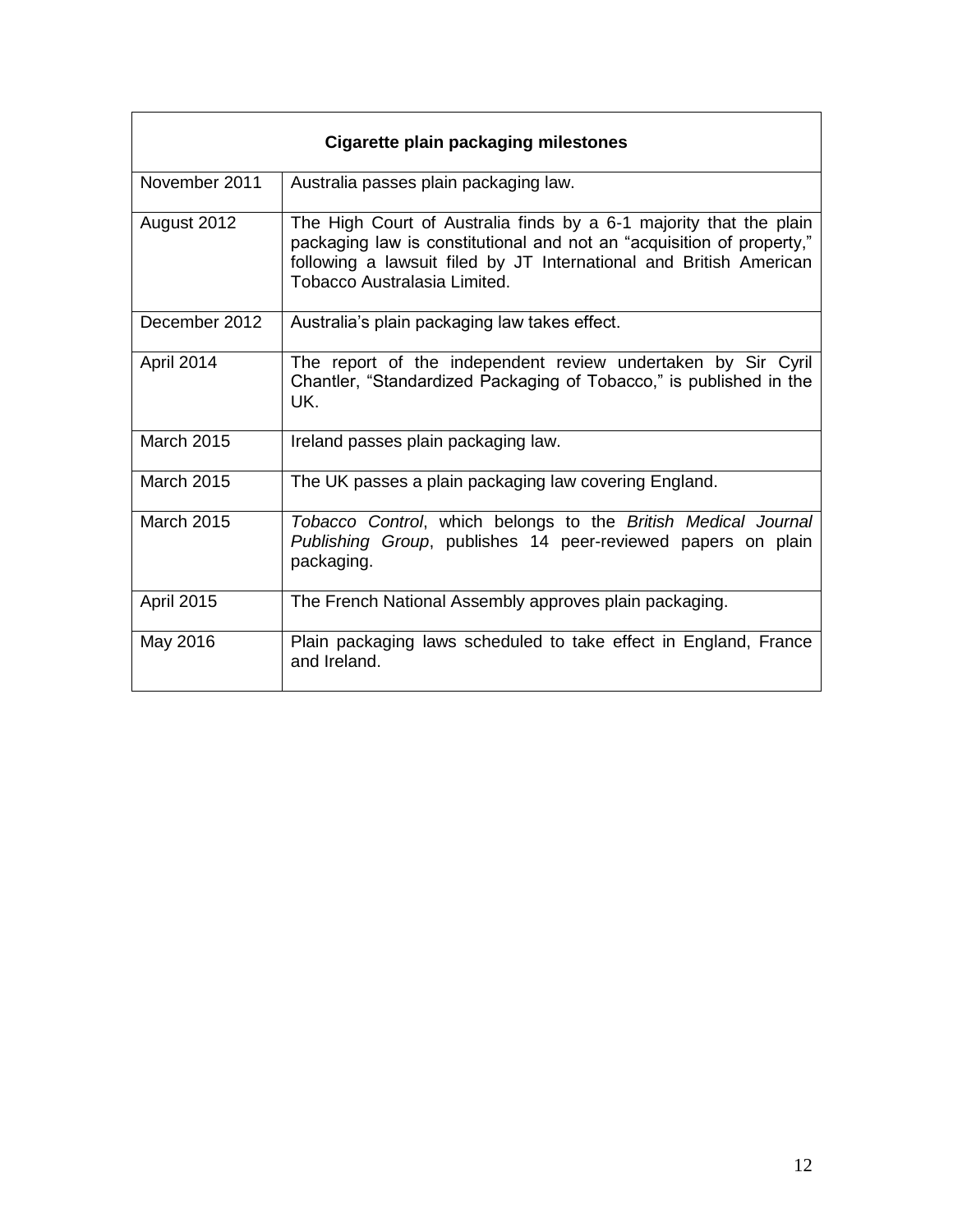| Cigarette plain packaging milestones | |
|---|---|
| November 2011 | Australia passes plain packaging law. |
| August 2012 | The High Court of Australia finds by a 6-1 majority that the plain packaging law is constitutional and not an "acquisition of property," following a lawsuit filed by JT International and British American Tobacco Australasia Limited. |
| December 2012 | Australia's plain packaging law takes effect. |
| April 2014 | The report of the independent review undertaken by Sir Cyril Chantler, "Standardized Packaging of Tobacco," is published in the UK. |
| March 2015 | Ireland passes plain packaging law. |
| March 2015 | The UK passes a plain packaging law covering England. |
| March 2015 | *Tobacco Control*, which belongs to the *British Medical Journal Publishing Group*, publishes 14 peer-reviewed papers on plain packaging. |
| April 2015 | The French National Assembly approves plain packaging. |
| May 2016 | Plain packaging laws scheduled to take effect in England, France and Ireland. |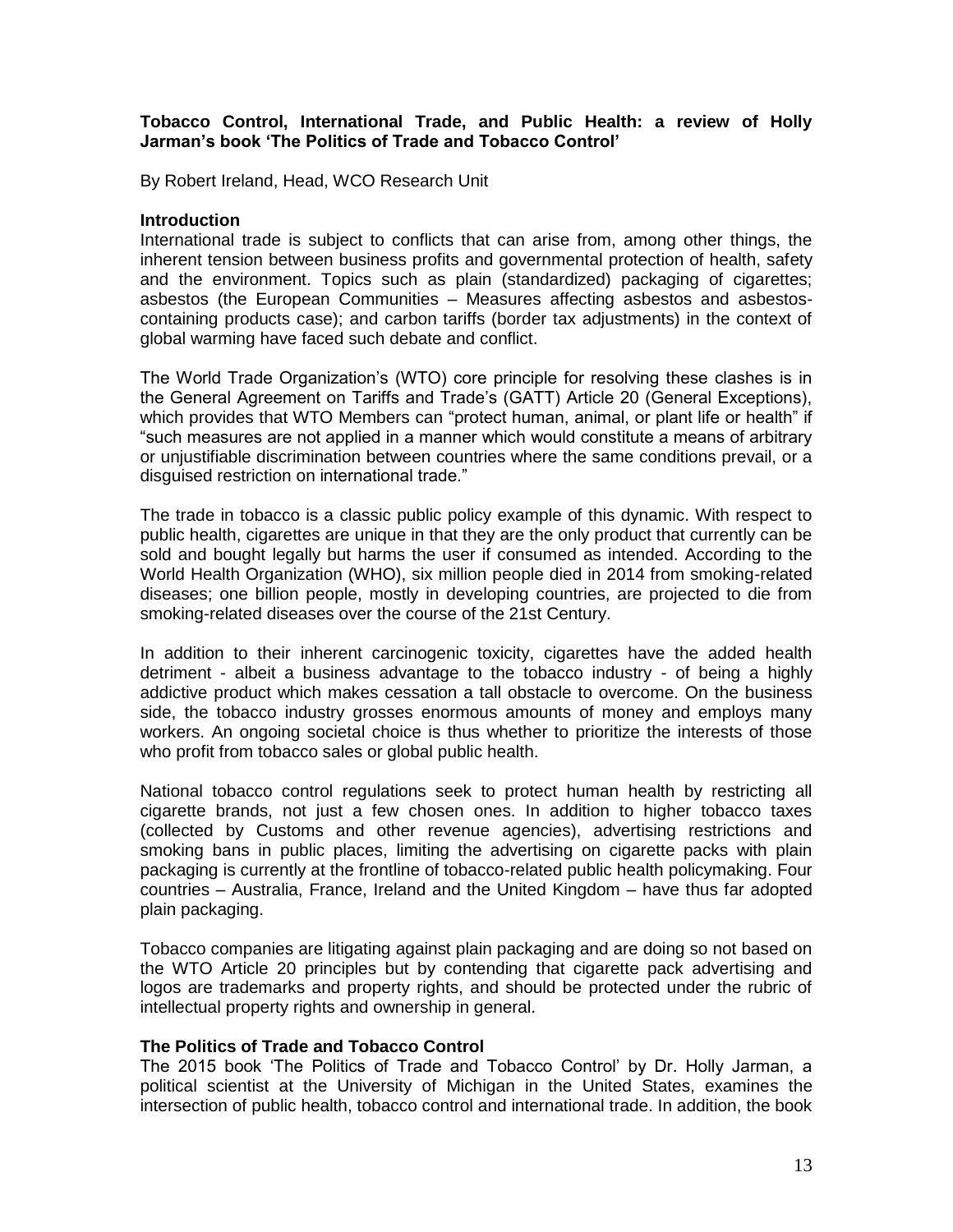**Tobacco Control, International Trade, and Public Health: a review of Holly Jarman's book 'The Politics of Trade and Tobacco Control'**

By Robert Ireland, Head, WCO Research Unit

**Introduction**

International trade is subject to conflicts that can arise from, among other things, the inherent tension between business profits and governmental protection of health, safety and the environment. Topics such as plain (standardized) packaging of cigarettes; asbestos (the European Communities – Measures affecting asbestos and asbestos-containing products case); and carbon tariffs (border tax adjustments) in the context of global warming have faced such debate and conflict.

The World Trade Organization's (WTO) core principle for resolving these clashes is in the General Agreement on Tariffs and Trade's (GATT) Article 20 (General Exceptions), which provides that WTO Members can "protect human, animal, or plant life or health" if "such measures are not applied in a manner which would constitute a means of arbitrary or unjustifiable discrimination between countries where the same conditions prevail, or a disguised restriction on international trade."

The trade in tobacco is a classic public policy example of this dynamic. With respect to public health, cigarettes are unique in that they are the only product that currently can be sold and bought legally but harms the user if consumed as intended. According to the World Health Organization (WHO), six million people died in 2014 from smoking-related diseases; one billion people, mostly in developing countries, are projected to die from smoking-related diseases over the course of the 21st Century.

In addition to their inherent carcinogenic toxicity, cigarettes have the added health detriment - albeit a business advantage to the tobacco industry - of being a highly addictive product which makes cessation a tall obstacle to overcome. On the business side, the tobacco industry grosses enormous amounts of money and employs many workers. An ongoing societal choice is thus whether to prioritize the interests of those who profit from tobacco sales or global public health.

National tobacco control regulations seek to protect human health by restricting all cigarette brands, not just a few chosen ones. In addition to higher tobacco taxes (collected by Customs and other revenue agencies), advertising restrictions and smoking bans in public places, limiting the advertising on cigarette packs with plain packaging is currently at the frontline of tobacco-related public health policymaking. Four countries – Australia, France, Ireland and the United Kingdom – have thus far adopted plain packaging.

Tobacco companies are litigating against plain packaging and are doing so not based on the WTO Article 20 principles but by contending that cigarette pack advertising and logos are trademarks and property rights, and should be protected under the rubric of intellectual property rights and ownership in general.

**The Politics of Trade and Tobacco Control**

The 2015 book 'The Politics of Trade and Tobacco Control' by Dr. Holly Jarman, a political scientist at the University of Michigan in the United States, examines the intersection of public health, tobacco control and international trade. In addition, the book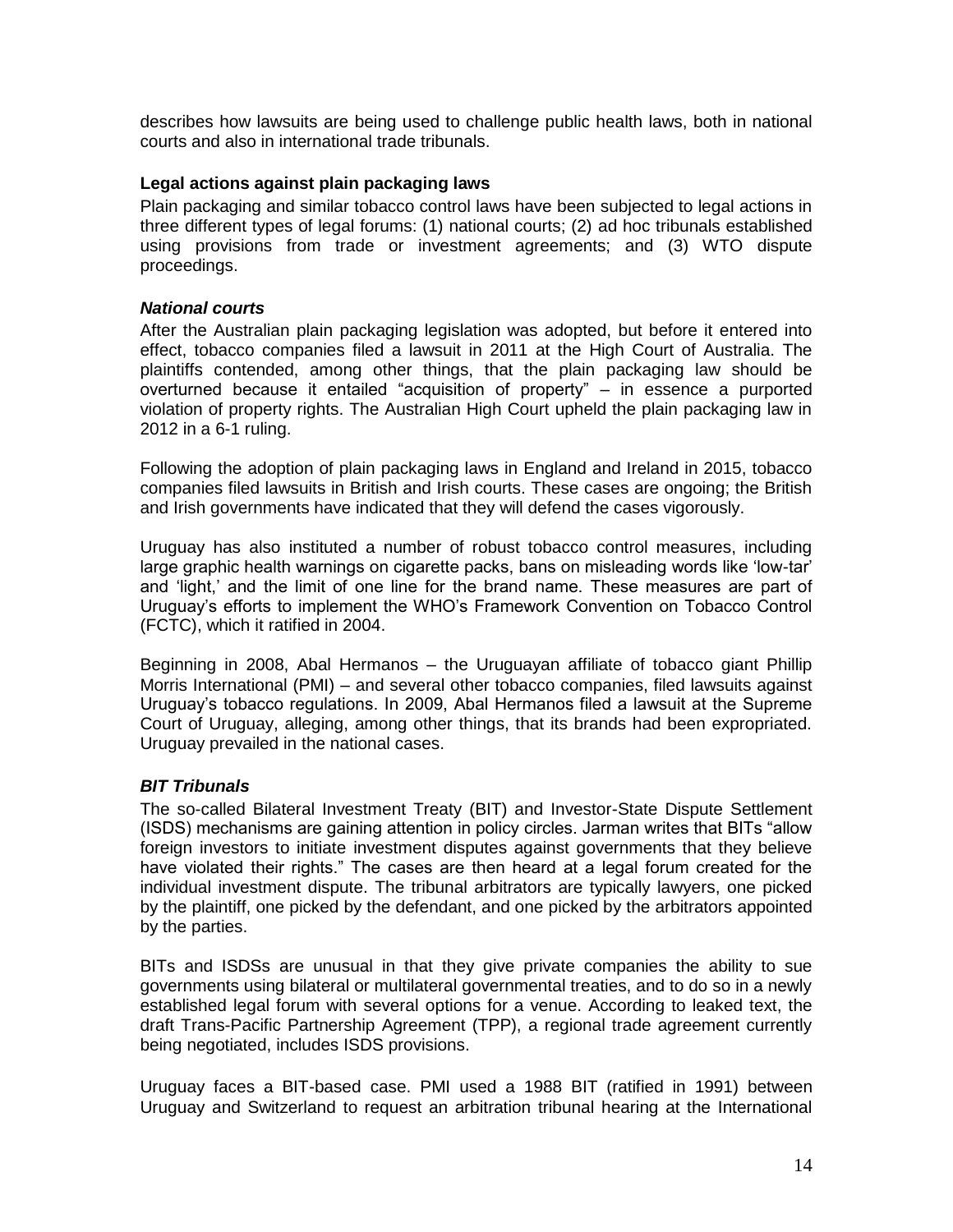describes how lawsuits are being used to challenge public health laws, both in national courts and also in international trade tribunals.

**Legal actions against plain packaging laws**

Plain packaging and similar tobacco control laws have been subjected to legal actions in three different types of legal forums: (1) national courts; (2) ad hoc tribunals established using provisions from trade or investment agreements; and (3) WTO dispute proceedings.

***National courts***

After the Australian plain packaging legislation was adopted, but before it entered into effect, tobacco companies filed a lawsuit in 2011 at the High Court of Australia. The plaintiffs contended, among other things, that the plain packaging law should be overturned because it entailed "acquisition of property" – in essence a purported violation of property rights. The Australian High Court upheld the plain packaging law in 2012 in a 6-1 ruling.

Following the adoption of plain packaging laws in England and Ireland in 2015, tobacco companies filed lawsuits in British and Irish courts. These cases are ongoing; the British and Irish governments have indicated that they will defend the cases vigorously.

Uruguay has also instituted a number of robust tobacco control measures, including large graphic health warnings on cigarette packs, bans on misleading words like 'low-tar' and 'light,' and the limit of one line for the brand name. These measures are part of Uruguay's efforts to implement the WHO's Framework Convention on Tobacco Control (FCTC), which it ratified in 2004.

Beginning in 2008, Abal Hermanos – the Uruguayan affiliate of tobacco giant Phillip Morris International (PMI) – and several other tobacco companies, filed lawsuits against Uruguay's tobacco regulations. In 2009, Abal Hermanos filed a lawsuit at the Supreme Court of Uruguay, alleging, among other things, that its brands had been expropriated. Uruguay prevailed in the national cases.

***BIT Tribunals***

The so-called Bilateral Investment Treaty (BIT) and Investor-State Dispute Settlement (ISDS) mechanisms are gaining attention in policy circles. Jarman writes that BITs "allow foreign investors to initiate investment disputes against governments that they believe have violated their rights." The cases are then heard at a legal forum created for the individual investment dispute. The tribunal arbitrators are typically lawyers, one picked by the plaintiff, one picked by the defendant, and one picked by the arbitrators appointed by the parties.

BITs and ISDSs are unusual in that they give private companies the ability to sue governments using bilateral or multilateral governmental treaties, and to do so in a newly established legal forum with several options for a venue. According to leaked text, the draft Trans-Pacific Partnership Agreement (TPP), a regional trade agreement currently being negotiated, includes ISDS provisions.

Uruguay faces a BIT-based case. PMI used a 1988 BIT (ratified in 1991) between Uruguay and Switzerland to request an arbitration tribunal hearing at the International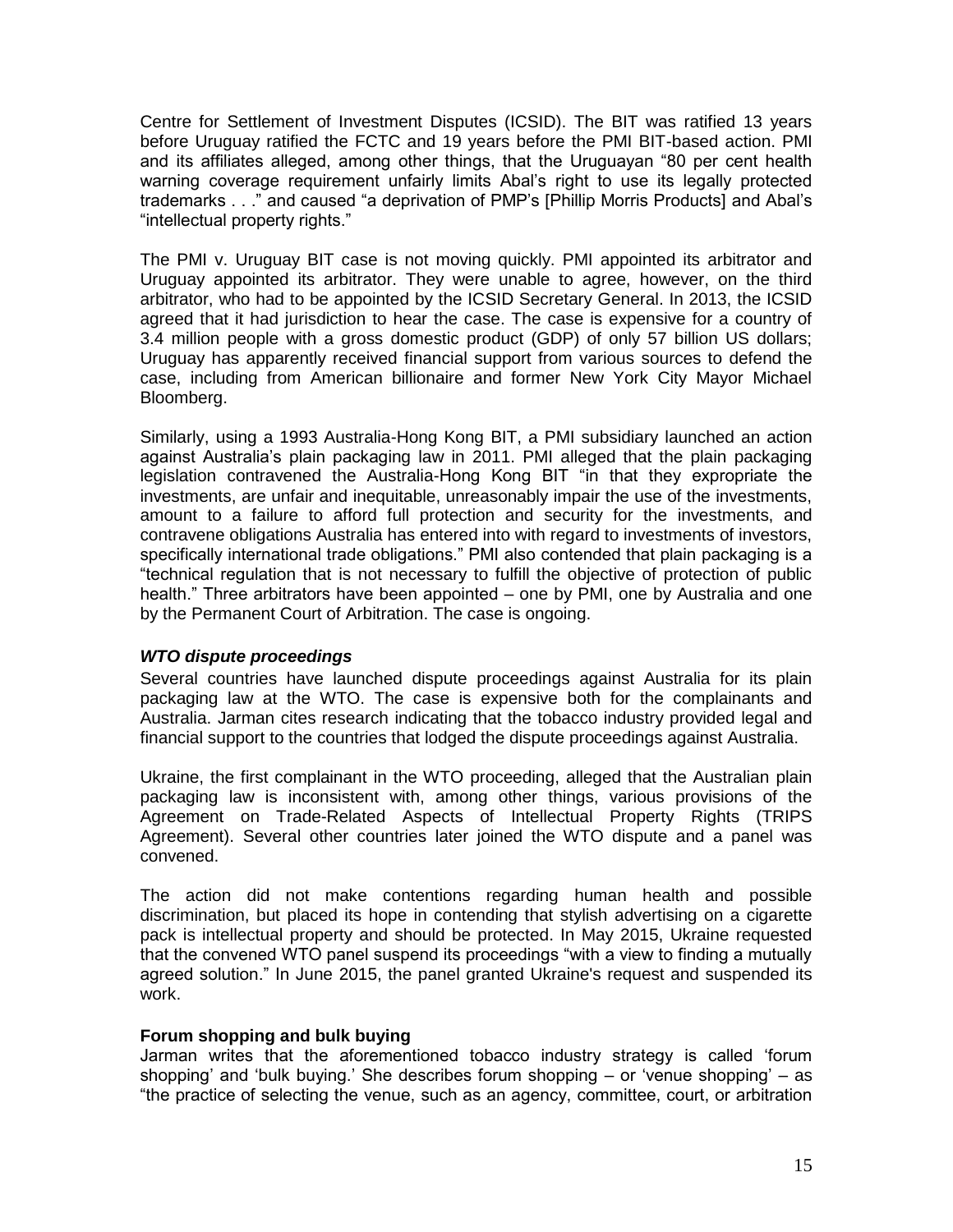Centre for Settlement of Investment Disputes (ICSID). The BIT was ratified 13 years before Uruguay ratified the FCTC and 19 years before the PMI BIT-based action. PMI and its affiliates alleged, among other things, that the Uruguayan "80 per cent health warning coverage requirement unfairly limits Abal's right to use its legally protected trademarks . . ." and caused "a deprivation of PMP's [Phillip Morris Products] and Abal's "intellectual property rights."

The PMI v. Uruguay BIT case is not moving quickly. PMI appointed its arbitrator and Uruguay appointed its arbitrator. They were unable to agree, however, on the third arbitrator, who had to be appointed by the ICSID Secretary General. In 2013, the ICSID agreed that it had jurisdiction to hear the case. The case is expensive for a country of 3.4 million people with a gross domestic product (GDP) of only 57 billion US dollars; Uruguay has apparently received financial support from various sources to defend the case, including from American billionaire and former New York City Mayor Michael Bloomberg.

Similarly, using a 1993 Australia-Hong Kong BIT, a PMI subsidiary launched an action against Australia's plain packaging law in 2011. PMI alleged that the plain packaging legislation contravened the Australia-Hong Kong BIT "in that they expropriate the investments, are unfair and inequitable, unreasonably impair the use of the investments, amount to a failure to afford full protection and security for the investments, and contravene obligations Australia has entered into with regard to investments of investors, specifically international trade obligations." PMI also contended that plain packaging is a "technical regulation that is not necessary to fulfill the objective of protection of public health." Three arbitrators have been appointed – one by PMI, one by Australia and one by the Permanent Court of Arbitration. The case is ongoing.

***WTO dispute proceedings***

Several countries have launched dispute proceedings against Australia for its plain packaging law at the WTO. The case is expensive both for the complainants and Australia. Jarman cites research indicating that the tobacco industry provided legal and financial support to the countries that lodged the dispute proceedings against Australia.

Ukraine, the first complainant in the WTO proceeding, alleged that the Australian plain packaging law is inconsistent with, among other things, various provisions of the Agreement on Trade-Related Aspects of Intellectual Property Rights (TRIPS Agreement). Several other countries later joined the WTO dispute and a panel was convened.

The action did not make contentions regarding human health and possible discrimination, but placed its hope in contending that stylish advertising on a cigarette pack is intellectual property and should be protected. In May 2015, Ukraine requested that the convened WTO panel suspend its proceedings "with a view to finding a mutually agreed solution." In June 2015, the panel granted Ukraine's request and suspended its work.

**Forum shopping and bulk buying**

Jarman writes that the aforementioned tobacco industry strategy is called 'forum shopping' and 'bulk buying.' She describes forum shopping – or 'venue shopping' – as "the practice of selecting the venue, such as an agency, committee, court, or arbitration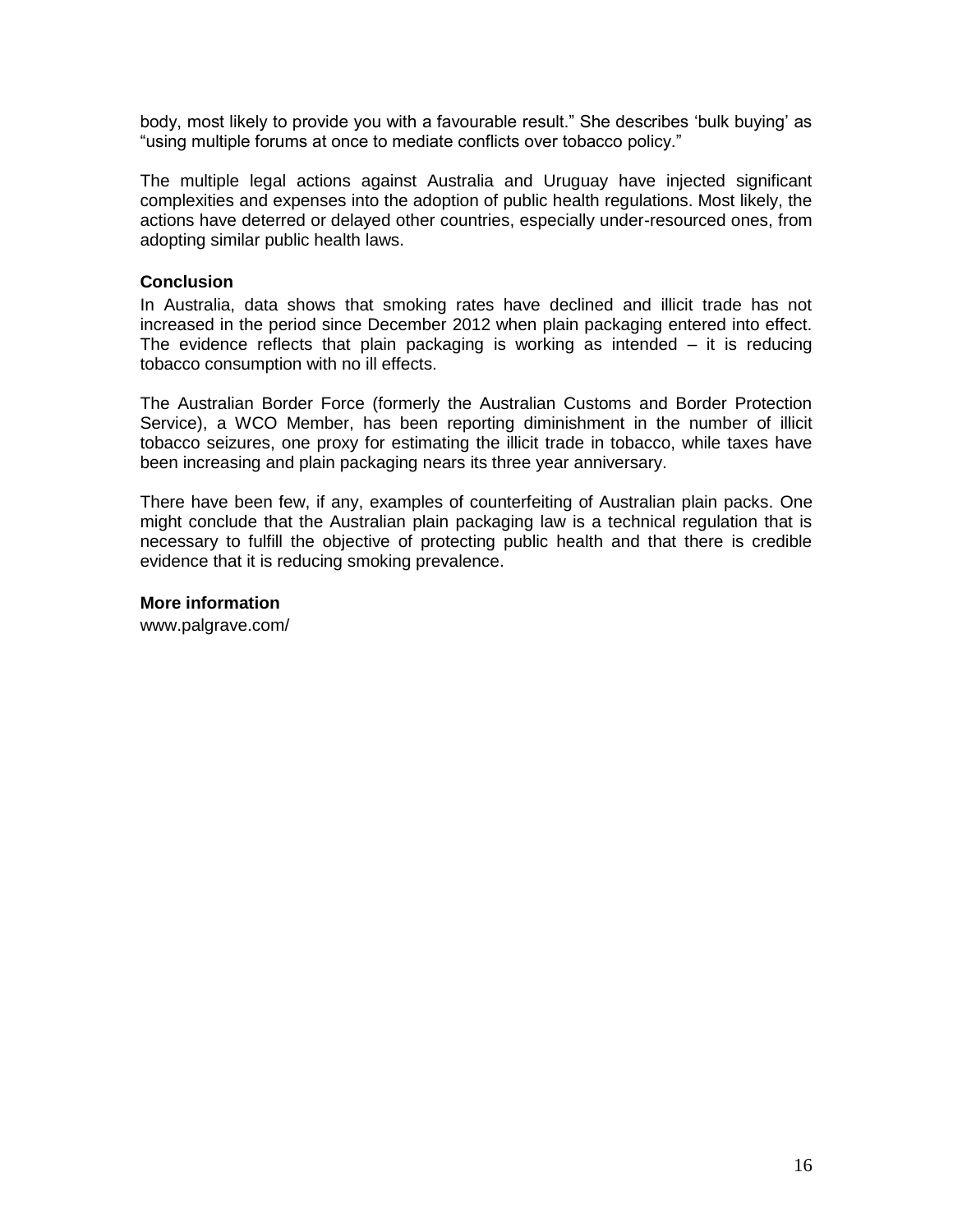body, most likely to provide you with a favourable result." She describes 'bulk buying' as "using multiple forums at once to mediate conflicts over tobacco policy."

The multiple legal actions against Australia and Uruguay have injected significant complexities and expenses into the adoption of public health regulations. Most likely, the actions have deterred or delayed other countries, especially under-resourced ones, from adopting similar public health laws.

**Conclusion**

In Australia, data shows that smoking rates have declined and illicit trade has not increased in the period since December 2012 when plain packaging entered into effect. The evidence reflects that plain packaging is working as intended – it is reducing tobacco consumption with no ill effects.

The Australian Border Force (formerly the Australian Customs and Border Protection Service), a WCO Member, has been reporting diminishment in the number of illicit tobacco seizures, one proxy for estimating the illicit trade in tobacco, while taxes have been increasing and plain packaging nears its three year anniversary.

There have been few, if any, examples of counterfeiting of Australian plain packs. One might conclude that the Australian plain packaging law is a technical regulation that is necessary to fulfill the objective of protecting public health and that there is credible evidence that it is reducing smoking prevalence.

**More information**

www.palgrave.com/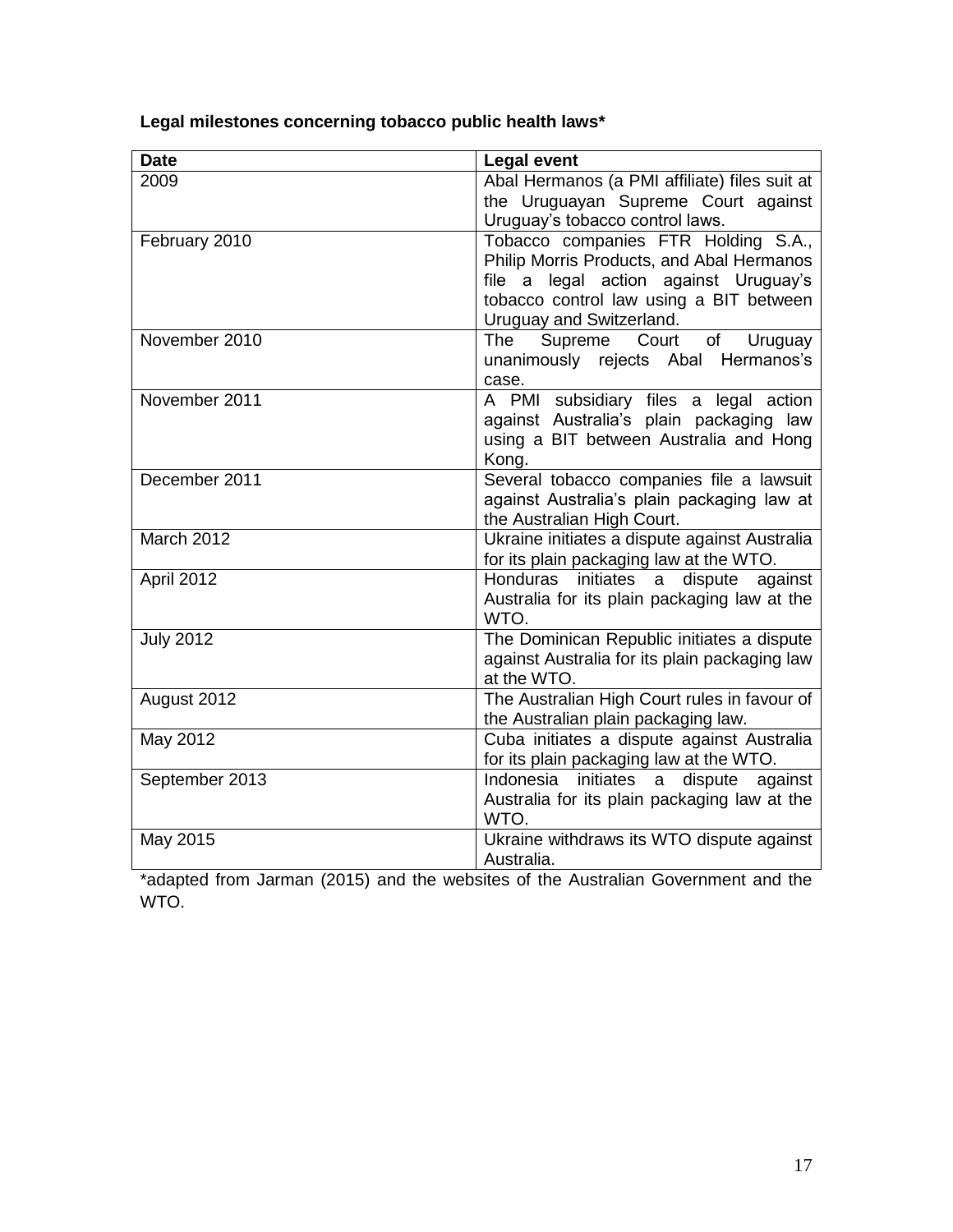**Legal milestones concerning tobacco public health laws***

| Date | Legal event |
|---|---|
| 2009 | Abal Hermanos (a PMI affiliate) files suit at the Uruguayan Supreme Court against Uruguay's tobacco control laws. |
| February 2010 | Tobacco companies FTR Holding S.A., Philip Morris Products, and Abal Hermanos file a legal action against Uruguay's tobacco control law using a BIT between Uruguay and Switzerland. |
| November 2010 | The Supreme Court of Uruguay unanimously rejects Abal Hermanos's case. |
| November 2011 | A PMI subsidiary files a legal action against Australia's plain packaging law using a BIT between Australia and Hong Kong. |
| December 2011 | Several tobacco companies file a lawsuit against Australia's plain packaging law at the Australian High Court. |
| March 2012 | Ukraine initiates a dispute against Australia for its plain packaging law at the WTO. |
| April 2012 | Honduras initiates a dispute against Australia for its plain packaging law at the WTO. |
| July 2012 | The Dominican Republic initiates a dispute against Australia for its plain packaging law at the WTO. |
| August 2012 | The Australian High Court rules in favour of the Australian plain packaging law. |
| May 2012 | Cuba initiates a dispute against Australia for its plain packaging law at the WTO. |
| September 2013 | Indonesia initiates a dispute against Australia for its plain packaging law at the WTO. |
| May 2015 | Ukraine withdraws its WTO dispute against Australia. |

*adapted from Jarman (2015) and the websites of the Australian Government and the WTO.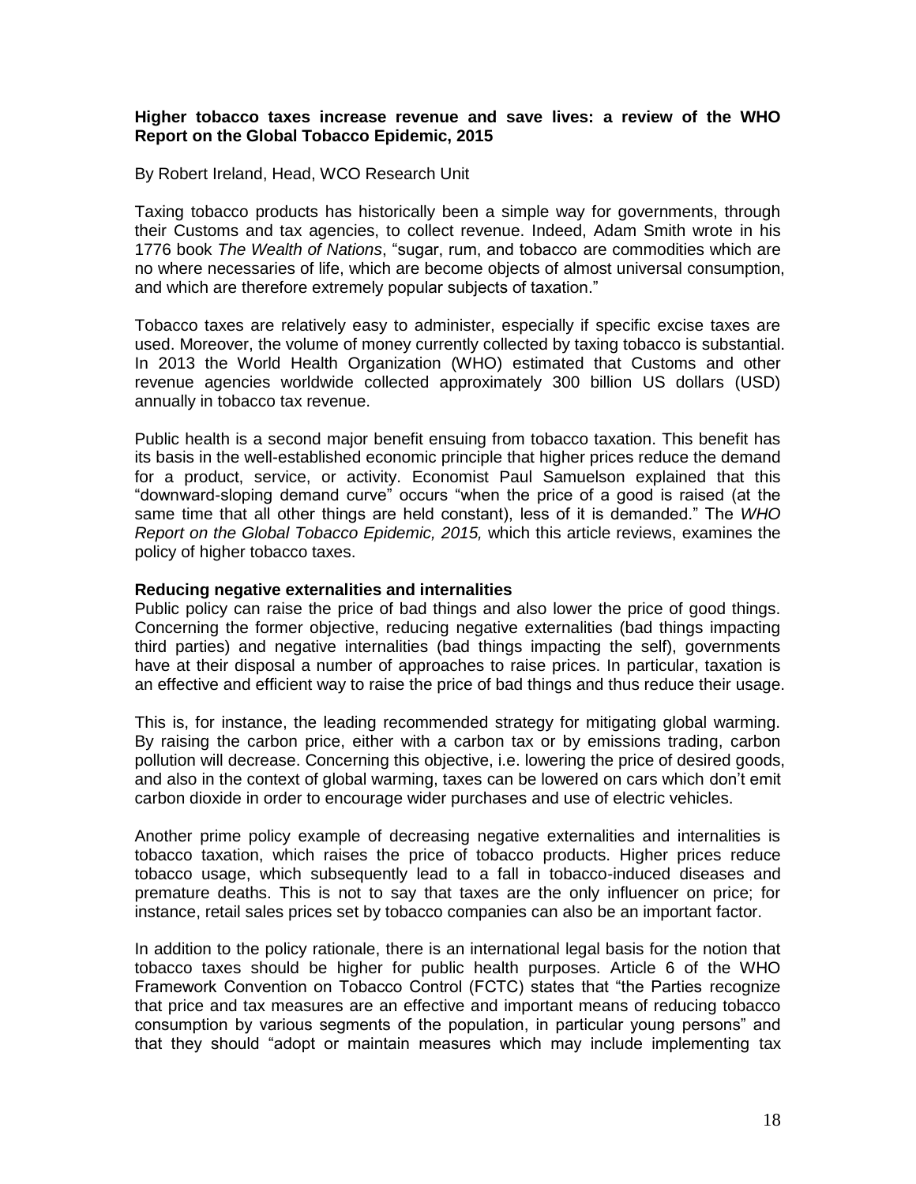**Higher tobacco taxes increase revenue and save lives: a review of the WHO Report on the Global Tobacco Epidemic, 2015**

By Robert Ireland, Head, WCO Research Unit

Taxing tobacco products has historically been a simple way for governments, through their Customs and tax agencies, to collect revenue. Indeed, Adam Smith wrote in his 1776 book *The Wealth of Nations*, "sugar, rum, and tobacco are commodities which are no where necessaries of life, which are become objects of almost universal consumption, and which are therefore extremely popular subjects of taxation."

Tobacco taxes are relatively easy to administer, especially if specific excise taxes are used. Moreover, the volume of money currently collected by taxing tobacco is substantial. In 2013 the World Health Organization (WHO) estimated that Customs and other revenue agencies worldwide collected approximately 300 billion US dollars (USD) annually in tobacco tax revenue.

Public health is a second major benefit ensuing from tobacco taxation. This benefit has its basis in the well-established economic principle that higher prices reduce the demand for a product, service, or activity. Economist Paul Samuelson explained that this "downward-sloping demand curve" occurs "when the price of a good is raised (at the same time that all other things are held constant), less of it is demanded." The *WHO Report on the Global Tobacco Epidemic, 2015,* which this article reviews, examines the policy of higher tobacco taxes.

**Reducing negative externalities and internalities**

Public policy can raise the price of bad things and also lower the price of good things. Concerning the former objective, reducing negative externalities (bad things impacting third parties) and negative internalities (bad things impacting the self), governments have at their disposal a number of approaches to raise prices. In particular, taxation is an effective and efficient way to raise the price of bad things and thus reduce their usage.

This is, for instance, the leading recommended strategy for mitigating global warming. By raising the carbon price, either with a carbon tax or by emissions trading, carbon pollution will decrease. Concerning this objective, i.e. lowering the price of desired goods, and also in the context of global warming, taxes can be lowered on cars which don't emit carbon dioxide in order to encourage wider purchases and use of electric vehicles.

Another prime policy example of decreasing negative externalities and internalities is tobacco taxation, which raises the price of tobacco products. Higher prices reduce tobacco usage, which subsequently lead to a fall in tobacco-induced diseases and premature deaths. This is not to say that taxes are the only influencer on price; for instance, retail sales prices set by tobacco companies can also be an important factor.

In addition to the policy rationale, there is an international legal basis for the notion that tobacco taxes should be higher for public health purposes. Article 6 of the WHO Framework Convention on Tobacco Control (FCTC) states that "the Parties recognize that price and tax measures are an effective and important means of reducing tobacco consumption by various segments of the population, in particular young persons" and that they should "adopt or maintain measures which may include implementing tax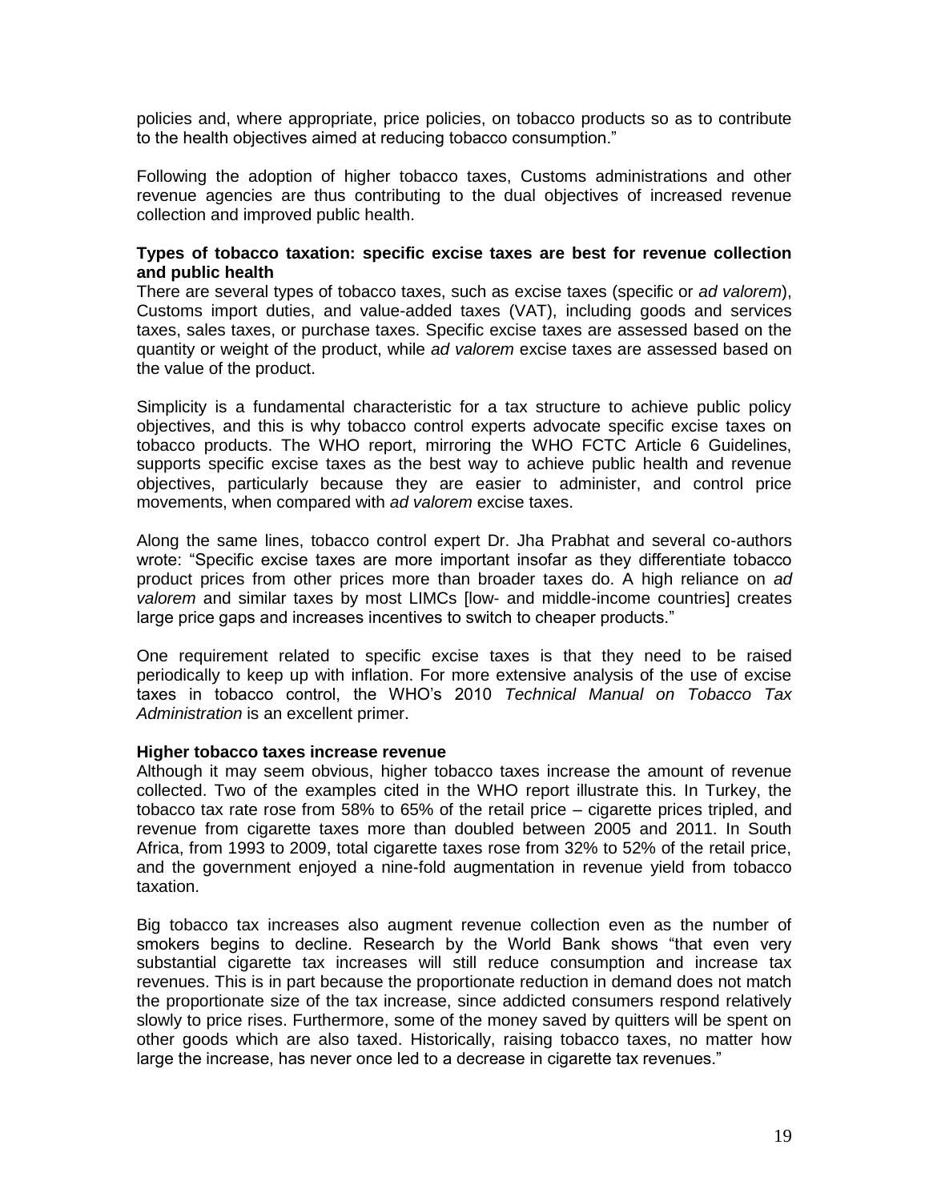policies and, where appropriate, price policies, on tobacco products so as to contribute to the health objectives aimed at reducing tobacco consumption."

Following the adoption of higher tobacco taxes, Customs administrations and other revenue agencies are thus contributing to the dual objectives of increased revenue collection and improved public health.

**Types of tobacco taxation: specific excise taxes are best for revenue collection and public health**

There are several types of tobacco taxes, such as excise taxes (specific or *ad valorem*), Customs import duties, and value-added taxes (VAT), including goods and services taxes, sales taxes, or purchase taxes. Specific excise taxes are assessed based on the quantity or weight of the product, while *ad valorem* excise taxes are assessed based on the value of the product.

Simplicity is a fundamental characteristic for a tax structure to achieve public policy objectives, and this is why tobacco control experts advocate specific excise taxes on tobacco products. The WHO report, mirroring the WHO FCTC Article 6 Guidelines, supports specific excise taxes as the best way to achieve public health and revenue objectives, particularly because they are easier to administer, and control price movements, when compared with *ad valorem* excise taxes.

Along the same lines, tobacco control expert Dr. Jha Prabhat and several co-authors wrote: "Specific excise taxes are more important insofar as they differentiate tobacco product prices from other prices more than broader taxes do. A high reliance on *ad valorem* and similar taxes by most LIMCs [low- and middle-income countries] creates large price gaps and increases incentives to switch to cheaper products."

One requirement related to specific excise taxes is that they need to be raised periodically to keep up with inflation. For more extensive analysis of the use of excise taxes in tobacco control, the WHO's 2010 *Technical Manual on Tobacco Tax Administration* is an excellent primer.

**Higher tobacco taxes increase revenue**

Although it may seem obvious, higher tobacco taxes increase the amount of revenue collected. Two of the examples cited in the WHO report illustrate this. In Turkey, the tobacco tax rate rose from 58% to 65% of the retail price – cigarette prices tripled, and revenue from cigarette taxes more than doubled between 2005 and 2011. In South Africa, from 1993 to 2009, total cigarette taxes rose from 32% to 52% of the retail price, and the government enjoyed a nine-fold augmentation in revenue yield from tobacco taxation.

Big tobacco tax increases also augment revenue collection even as the number of smokers begins to decline. Research by the World Bank shows "that even very substantial cigarette tax increases will still reduce consumption and increase tax revenues. This is in part because the proportionate reduction in demand does not match the proportionate size of the tax increase, since addicted consumers respond relatively slowly to price rises. Furthermore, some of the money saved by quitters will be spent on other goods which are also taxed. Historically, raising tobacco taxes, no matter how large the increase, has never once led to a decrease in cigarette tax revenues."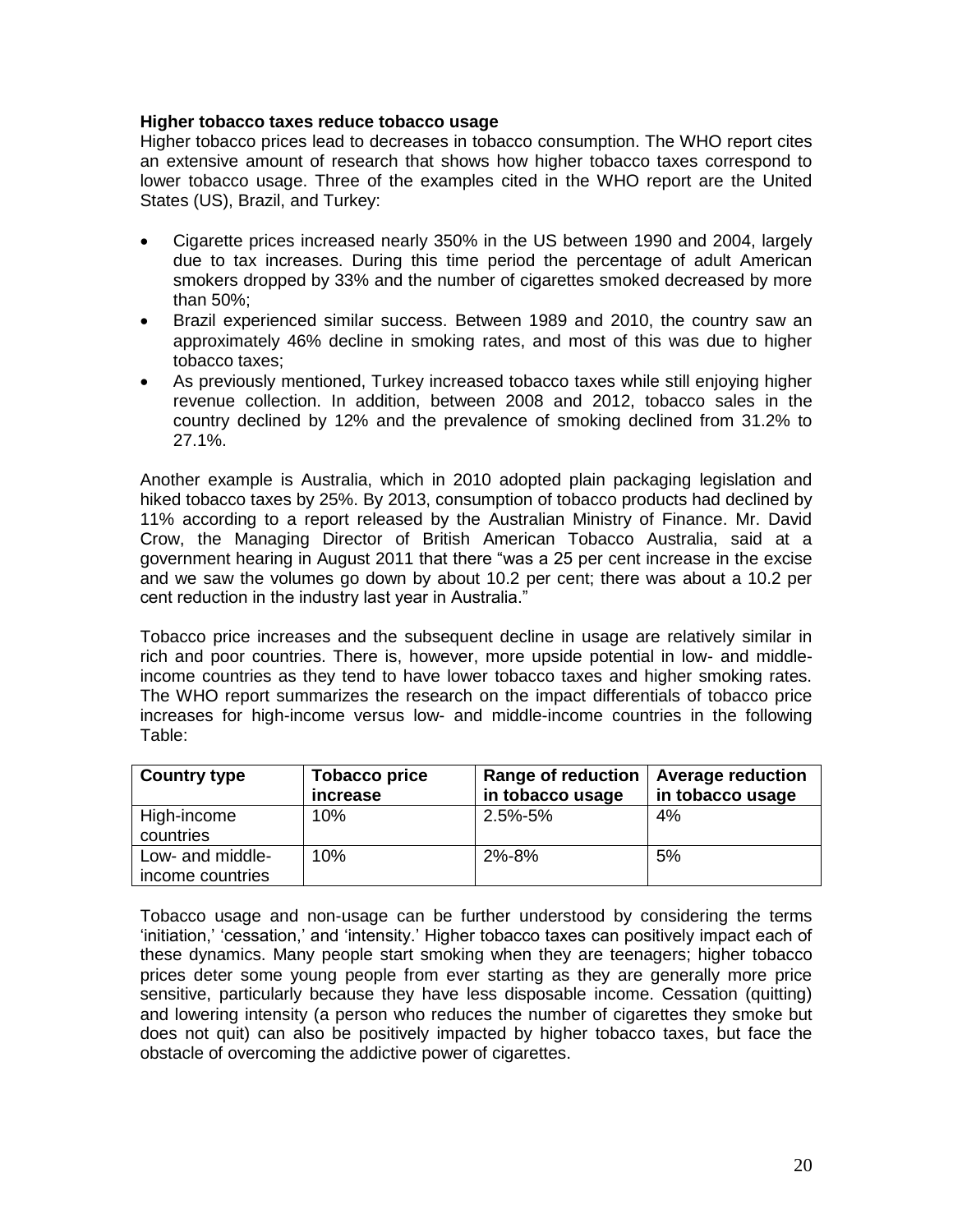**Higher tobacco taxes reduce tobacco usage**

Higher tobacco prices lead to decreases in tobacco consumption. The WHO report cites an extensive amount of research that shows how higher tobacco taxes correspond to lower tobacco usage. Three of the examples cited in the WHO report are the United States (US), Brazil, and Turkey:

- Cigarette prices increased nearly 350% in the US between 1990 and 2004, largely due to tax increases. During this time period the percentage of adult American smokers dropped by 33% and the number of cigarettes smoked decreased by more than 50%;
- Brazil experienced similar success. Between 1989 and 2010, the country saw an approximately 46% decline in smoking rates, and most of this was due to higher tobacco taxes;
- As previously mentioned, Turkey increased tobacco taxes while still enjoying higher revenue collection. In addition, between 2008 and 2012, tobacco sales in the country declined by 12% and the prevalence of smoking declined from 31.2% to 27.1%.

Another example is Australia, which in 2010 adopted plain packaging legislation and hiked tobacco taxes by 25%. By 2013, consumption of tobacco products had declined by 11% according to a report released by the Australian Ministry of Finance. Mr. David Crow, the Managing Director of British American Tobacco Australia, said at a government hearing in August 2011 that there "was a 25 per cent increase in the excise and we saw the volumes go down by about 10.2 per cent; there was about a 10.2 per cent reduction in the industry last year in Australia."

Tobacco price increases and the subsequent decline in usage are relatively similar in rich and poor countries. There is, however, more upside potential in low- and middle-income countries as they tend to have lower tobacco taxes and higher smoking rates. The WHO report summarizes the research on the impact differentials of tobacco price increases for high-income versus low- and middle-income countries in the following Table:

| Country type | Tobacco price increase | Range of reduction in tobacco usage | Average reduction in tobacco usage |
|---|---|---|---|
| High-income countries | 10% | 2.5%-5% | 4% |
| Low- and middle-income countries | 10% | 2%-8% | 5% |

Tobacco usage and non-usage can be further understood by considering the terms 'initiation,' 'cessation,' and 'intensity.' Higher tobacco taxes can positively impact each of these dynamics. Many people start smoking when they are teenagers; higher tobacco prices deter some young people from ever starting as they are generally more price sensitive, particularly because they have less disposable income. Cessation (quitting) and lowering intensity (a person who reduces the number of cigarettes they smoke but does not quit) can also be positively impacted by higher tobacco taxes, but face the obstacle of overcoming the addictive power of cigarettes.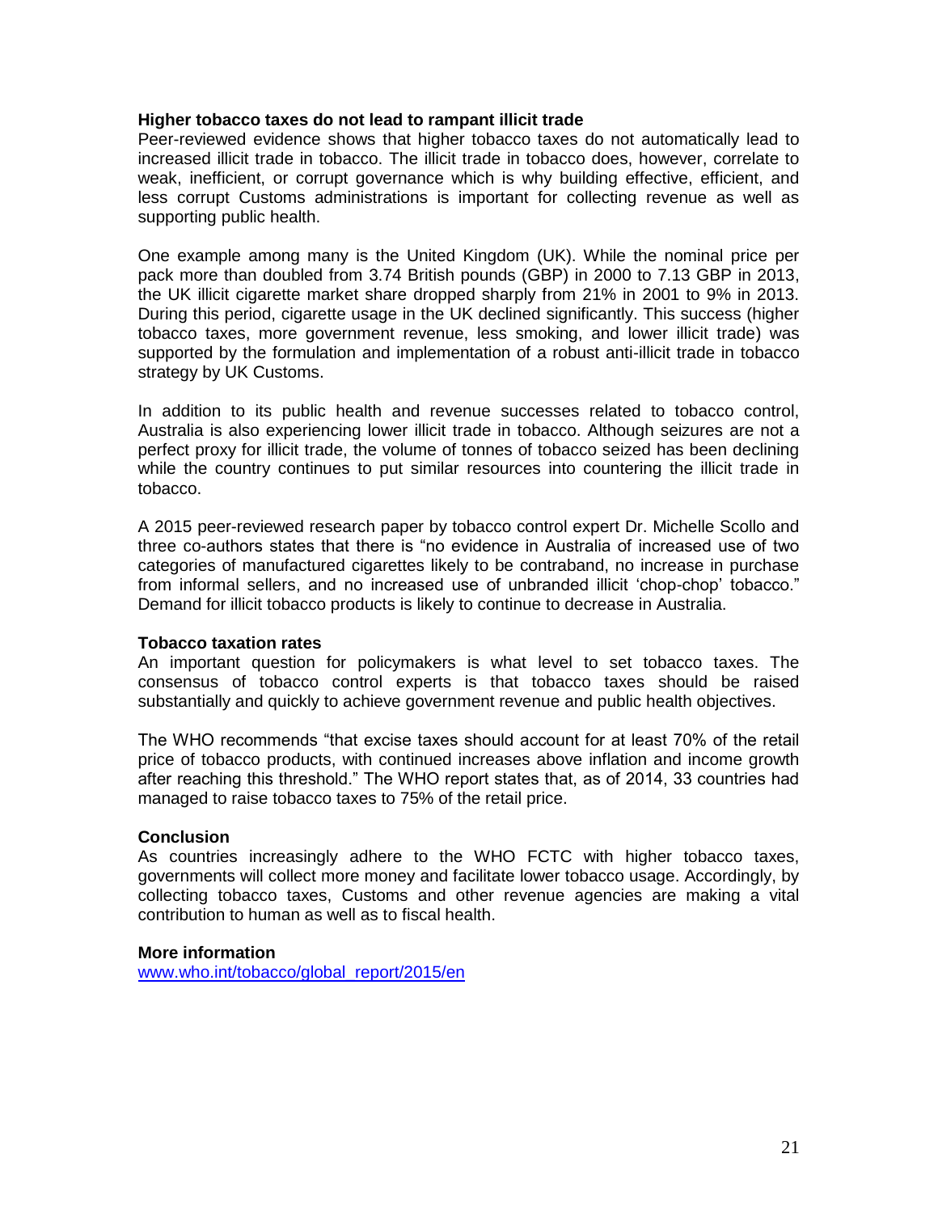**Higher tobacco taxes do not lead to rampant illicit trade**

Peer-reviewed evidence shows that higher tobacco taxes do not automatically lead to increased illicit trade in tobacco. The illicit trade in tobacco does, however, correlate to weak, inefficient, or corrupt governance which is why building effective, efficient, and less corrupt Customs administrations is important for collecting revenue as well as supporting public health.

One example among many is the United Kingdom (UK). While the nominal price per pack more than doubled from 3.74 British pounds (GBP) in 2000 to 7.13 GBP in 2013, the UK illicit cigarette market share dropped sharply from 21% in 2001 to 9% in 2013. During this period, cigarette usage in the UK declined significantly. This success (higher tobacco taxes, more government revenue, less smoking, and lower illicit trade) was supported by the formulation and implementation of a robust anti-illicit trade in tobacco strategy by UK Customs.

In addition to its public health and revenue successes related to tobacco control, Australia is also experiencing lower illicit trade in tobacco. Although seizures are not a perfect proxy for illicit trade, the volume of tonnes of tobacco seized has been declining while the country continues to put similar resources into countering the illicit trade in tobacco.

A 2015 peer-reviewed research paper by tobacco control expert Dr. Michelle Scollo and three co-authors states that there is "no evidence in Australia of increased use of two categories of manufactured cigarettes likely to be contraband, no increase in purchase from informal sellers, and no increased use of unbranded illicit 'chop-chop' tobacco." Demand for illicit tobacco products is likely to continue to decrease in Australia.

**Tobacco taxation rates**

An important question for policymakers is what level to set tobacco taxes. The consensus of tobacco control experts is that tobacco taxes should be raised substantially and quickly to achieve government revenue and public health objectives.

The WHO recommends "that excise taxes should account for at least 70% of the retail price of tobacco products, with continued increases above inflation and income growth after reaching this threshold." The WHO report states that, as of 2014, 33 countries had managed to raise tobacco taxes to 75% of the retail price.

**Conclusion**

As countries increasingly adhere to the WHO FCTC with higher tobacco taxes, governments will collect more money and facilitate lower tobacco usage. Accordingly, by collecting tobacco taxes, Customs and other revenue agencies are making a vital contribution to human as well as to fiscal health.

**More information**

[www.who.int/tobacco/global_report/2015/en](http://www.who.int/tobacco/global_report/2015/en)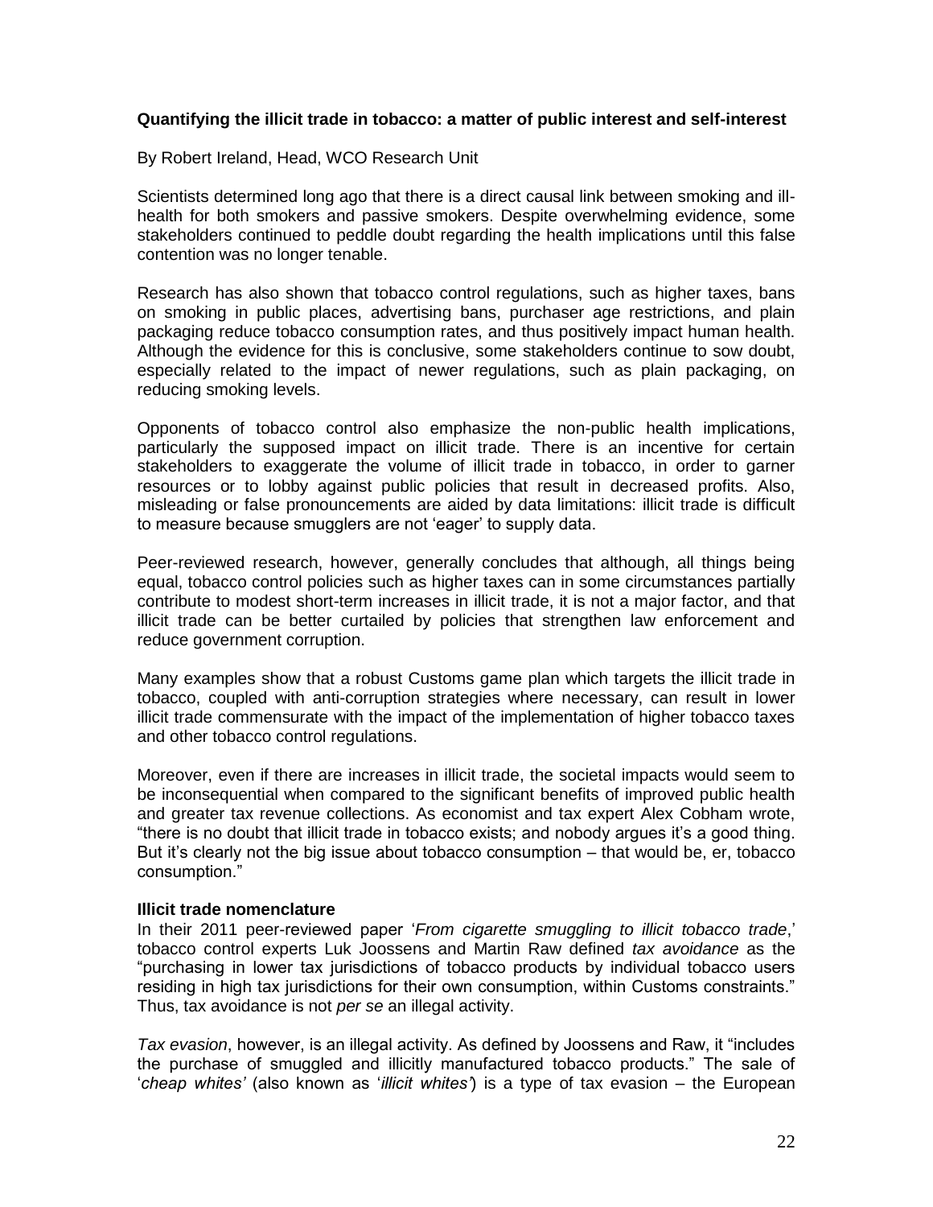**Quantifying the illicit trade in tobacco: a matter of public interest and self-interest**

By Robert Ireland, Head, WCO Research Unit

Scientists determined long ago that there is a direct causal link between smoking and ill-health for both smokers and passive smokers. Despite overwhelming evidence, some stakeholders continued to peddle doubt regarding the health implications until this false contention was no longer tenable.

Research has also shown that tobacco control regulations, such as higher taxes, bans on smoking in public places, advertising bans, purchaser age restrictions, and plain packaging reduce tobacco consumption rates, and thus positively impact human health. Although the evidence for this is conclusive, some stakeholders continue to sow doubt, especially related to the impact of newer regulations, such as plain packaging, on reducing smoking levels.

Opponents of tobacco control also emphasize the non-public health implications, particularly the supposed impact on illicit trade. There is an incentive for certain stakeholders to exaggerate the volume of illicit trade in tobacco, in order to garner resources or to lobby against public policies that result in decreased profits. Also, misleading or false pronouncements are aided by data limitations: illicit trade is difficult to measure because smugglers are not 'eager' to supply data.

Peer-reviewed research, however, generally concludes that although, all things being equal, tobacco control policies such as higher taxes can in some circumstances partially contribute to modest short-term increases in illicit trade, it is not a major factor, and that illicit trade can be better curtailed by policies that strengthen law enforcement and reduce government corruption.

Many examples show that a robust Customs game plan which targets the illicit trade in tobacco, coupled with anti-corruption strategies where necessary, can result in lower illicit trade commensurate with the impact of the implementation of higher tobacco taxes and other tobacco control regulations.

Moreover, even if there are increases in illicit trade, the societal impacts would seem to be inconsequential when compared to the significant benefits of improved public health and greater tax revenue collections. As economist and tax expert Alex Cobham wrote, "there is no doubt that illicit trade in tobacco exists; and nobody argues it's a good thing. But it's clearly not the big issue about tobacco consumption – that would be, er, tobacco consumption."

**Illicit trade nomenclature**

In their 2011 peer-reviewed paper '*From cigarette smuggling to illicit tobacco trade*,' tobacco control experts Luk Joossens and Martin Raw defined *tax avoidance* as the "purchasing in lower tax jurisdictions of tobacco products by individual tobacco users residing in high tax jurisdictions for their own consumption, within Customs constraints." Thus, tax avoidance is not *per se* an illegal activity.

*Tax evasion*, however, is an illegal activity. As defined by Joossens and Raw, it "includes the purchase of smuggled and illicitly manufactured tobacco products." The sale of '*cheap whites'* (also known as '*illicit whites'*) is a type of tax evasion – the European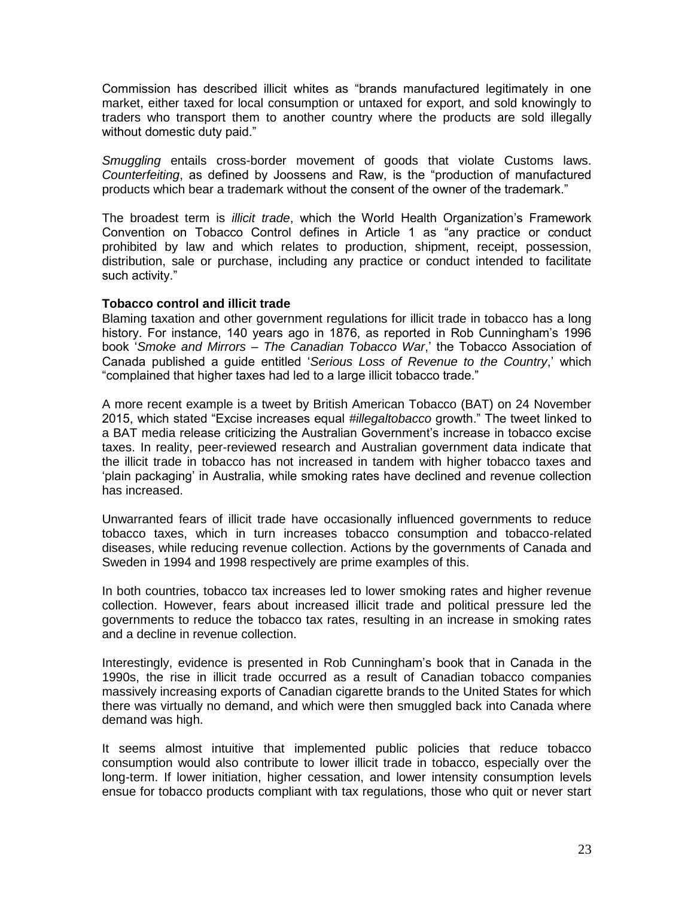Commission has described illicit whites as "brands manufactured legitimately in one market, either taxed for local consumption or untaxed for export, and sold knowingly to traders who transport them to another country where the products are sold illegally without domestic duty paid."

*Smuggling* entails cross-border movement of goods that violate Customs laws. *Counterfeiting*, as defined by Joossens and Raw, is the "production of manufactured products which bear a trademark without the consent of the owner of the trademark."

The broadest term is *illicit trade*, which the World Health Organization's Framework Convention on Tobacco Control defines in Article 1 as "any practice or conduct prohibited by law and which relates to production, shipment, receipt, possession, distribution, sale or purchase, including any practice or conduct intended to facilitate such activity."

**Tobacco control and illicit trade**

Blaming taxation and other government regulations for illicit trade in tobacco has a long history. For instance, 140 years ago in 1876, as reported in Rob Cunningham's 1996 book '*Smoke and Mirrors – The Canadian Tobacco War*,' the Tobacco Association of Canada published a guide entitled '*Serious Loss of Revenue to the Country*,' which "complained that higher taxes had led to a large illicit tobacco trade."

A more recent example is a tweet by British American Tobacco (BAT) on 24 November 2015, which stated "Excise increases equal *#illegaltobacco* growth." The tweet linked to a BAT media release criticizing the Australian Government's increase in tobacco excise taxes. In reality, peer-reviewed research and Australian government data indicate that the illicit trade in tobacco has not increased in tandem with higher tobacco taxes and 'plain packaging' in Australia, while smoking rates have declined and revenue collection has increased.

Unwarranted fears of illicit trade have occasionally influenced governments to reduce tobacco taxes, which in turn increases tobacco consumption and tobacco-related diseases, while reducing revenue collection. Actions by the governments of Canada and Sweden in 1994 and 1998 respectively are prime examples of this.

In both countries, tobacco tax increases led to lower smoking rates and higher revenue collection. However, fears about increased illicit trade and political pressure led the governments to reduce the tobacco tax rates, resulting in an increase in smoking rates and a decline in revenue collection.

Interestingly, evidence is presented in Rob Cunningham's book that in Canada in the 1990s, the rise in illicit trade occurred as a result of Canadian tobacco companies massively increasing exports of Canadian cigarette brands to the United States for which there was virtually no demand, and which were then smuggled back into Canada where demand was high.

It seems almost intuitive that implemented public policies that reduce tobacco consumption would also contribute to lower illicit trade in tobacco, especially over the long-term. If lower initiation, higher cessation, and lower intensity consumption levels ensue for tobacco products compliant with tax regulations, those who quit or never start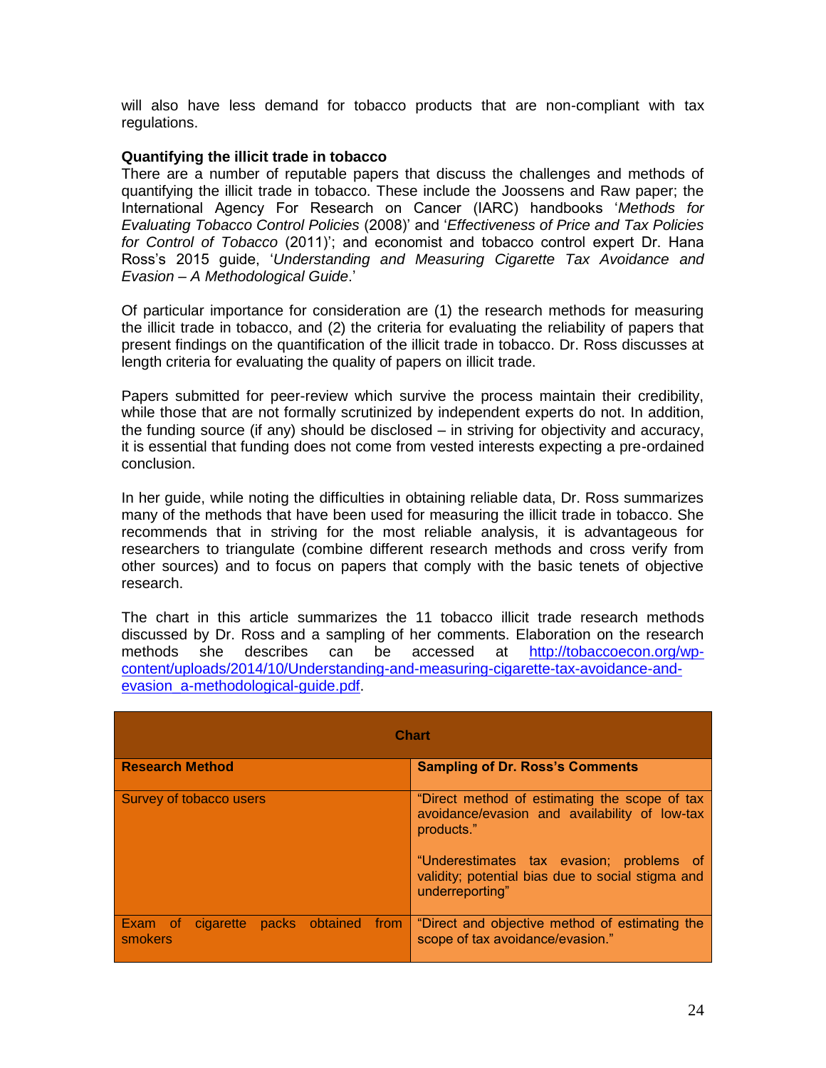will also have less demand for tobacco products that are non-compliant with tax regulations.

**Quantifying the illicit trade in tobacco**

There are a number of reputable papers that discuss the challenges and methods of quantifying the illicit trade in tobacco. These include the Joossens and Raw paper; the International Agency For Research on Cancer (IARC) handbooks '*Methods for Evaluating Tobacco Control Policies* (2008)' and '*Effectiveness of Price and Tax Policies for Control of Tobacco* (2011)'; and economist and tobacco control expert Dr. Hana Ross's 2015 guide, '*Understanding and Measuring Cigarette Tax Avoidance and Evasion – A Methodological Guide*.'

Of particular importance for consideration are (1) the research methods for measuring the illicit trade in tobacco, and (2) the criteria for evaluating the reliability of papers that present findings on the quantification of the illicit trade in tobacco. Dr. Ross discusses at length criteria for evaluating the quality of papers on illicit trade.

Papers submitted for peer-review which survive the process maintain their credibility, while those that are not formally scrutinized by independent experts do not. In addition, the funding source (if any) should be disclosed – in striving for objectivity and accuracy, it is essential that funding does not come from vested interests expecting a pre-ordained conclusion.

In her guide, while noting the difficulties in obtaining reliable data, Dr. Ross summarizes many of the methods that have been used for measuring the illicit trade in tobacco. She recommends that in striving for the most reliable analysis, it is advantageous for researchers to triangulate (combine different research methods and cross verify from other sources) and to focus on papers that comply with the basic tenets of objective research.

The chart in this article summarizes the 11 tobacco illicit trade research methods discussed by Dr. Ross and a sampling of her comments. Elaboration on the research methods she describes can be accessed at [http://tobaccoecon.org/wp-content/uploads/2014/10/Understanding-and-measuring-cigarette-tax-avoidance-and-evasion_a-methodological-guide.pdf](http://tobaccoecon.org/wp-content/uploads/2014/10/Understanding-and-measuring-cigarette-tax-avoidance-and-evasion_a-methodological-guide.pdf).

**Chart**

| Research Method | Sampling of Dr. Ross's Comments |
|---|---|
| Survey of tobacco users | "Direct method of estimating the scope of tax avoidance/evasion and availability of low-tax products."<br><br>"Underestimates tax evasion; problems of validity; potential bias due to social stigma and underreporting" |
| Exam of cigarette packs obtained from smokers | "Direct and objective method of estimating the scope of tax avoidance/evasion." |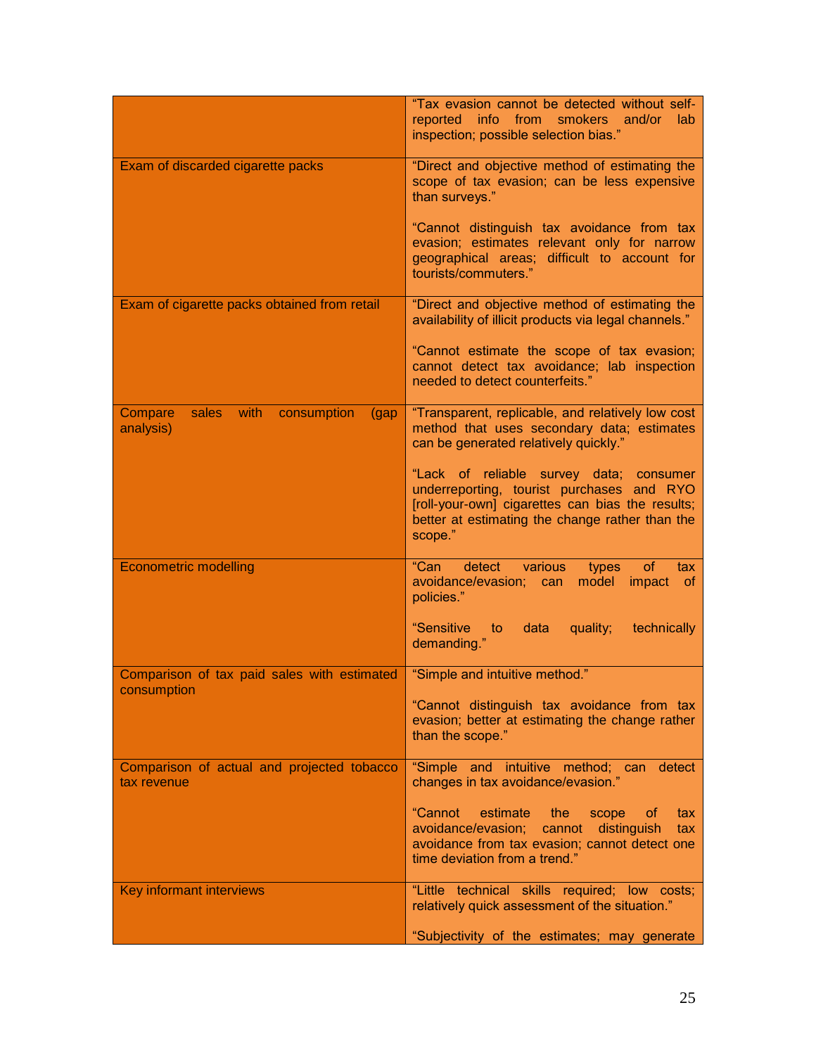| | |
|---|---|
| | "Tax evasion cannot be detected without self-reported info from smokers and/or lab inspection; possible selection bias." |
| Exam of discarded cigarette packs | "Direct and objective method of estimating the scope of tax evasion; can be less expensive than surveys."<br><br>"Cannot distinguish tax avoidance from tax evasion; estimates relevant only for narrow geographical areas; difficult to account for tourists/commuters." |
| Exam of cigarette packs obtained from retail | "Direct and objective method of estimating the availability of illicit products via legal channels."<br><br>"Cannot estimate the scope of tax evasion; cannot detect tax avoidance; lab inspection needed to detect counterfeits." |
| Compare sales with consumption (gap analysis) | "Transparent, replicable, and relatively low cost method that uses secondary data; estimates can be generated relatively quickly."<br><br>"Lack of reliable survey data; consumer underreporting, tourist purchases and RYO [roll-your-own] cigarettes can bias the results; better at estimating the change rather than the scope." |
| Econometric modelling | "Can detect various types of tax avoidance/evasion; can model impact of policies."<br><br>"Sensitive to data quality; technically demanding." |
| Comparison of tax paid sales with estimated consumption | "Simple and intuitive method."<br><br>"Cannot distinguish tax avoidance from tax evasion; better at estimating the change rather than the scope." |
| Comparison of actual and projected tobacco tax revenue | "Simple and intuitive method; can detect changes in tax avoidance/evasion."<br><br>"Cannot estimate the scope of tax avoidance/evasion; cannot distinguish tax avoidance from tax evasion; cannot detect one time deviation from a trend." |
| Key informant interviews | "Little technical skills required; low costs; relatively quick assessment of the situation."<br><br>"Subjectivity of the estimates; may generate |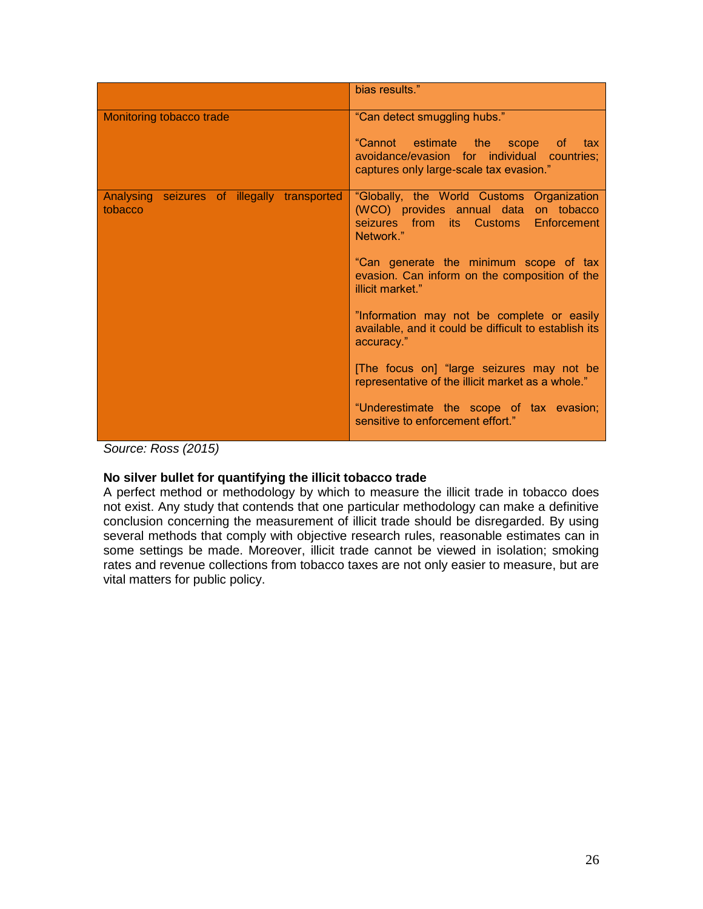| | |
|---|---|
| | bias results." |
| Monitoring tobacco trade | "Can detect smuggling hubs."<br><br>"Cannot estimate the scope of tax avoidance/evasion for individual countries; captures only large-scale tax evasion." |
| Analysing seizures of illegally transported tobacco | "Globally, the World Customs Organization (WCO) provides annual data on tobacco seizures from its Customs Enforcement Network."<br><br>"Can generate the minimum scope of tax evasion. Can inform on the composition of the illicit market."<br><br>"Information may not be complete or easily available, and it could be difficult to establish its accuracy."<br><br>[The focus on] "large seizures may not be representative of the illicit market as a whole."<br><br>"Underestimate the scope of tax evasion; sensitive to enforcement effort." |

*Source: Ross (2015)*

**No silver bullet for quantifying the illicit tobacco trade**

A perfect method or methodology by which to measure the illicit trade in tobacco does not exist. Any study that contends that one particular methodology can make a definitive conclusion concerning the measurement of illicit trade should be disregarded. By using several methods that comply with objective research rules, reasonable estimates can in some settings be made. Moreover, illicit trade cannot be viewed in isolation; smoking rates and revenue collections from tobacco taxes are not only easier to measure, but are vital matters for public policy.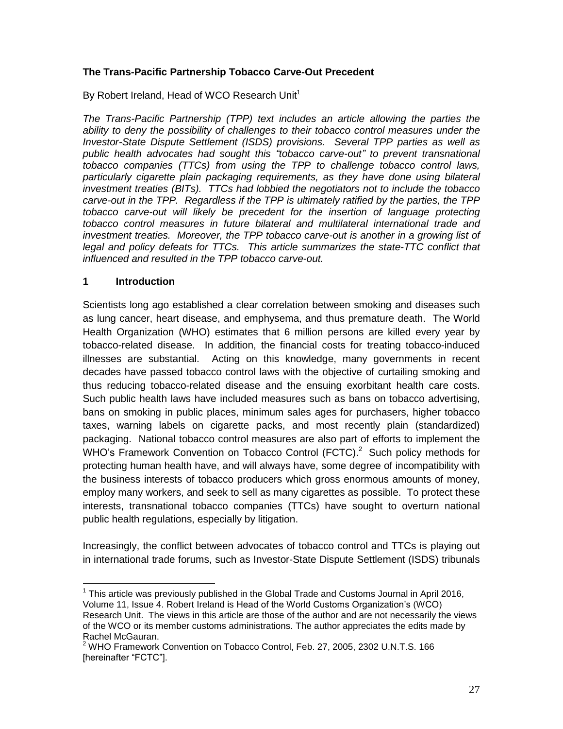**The Trans-Pacific Partnership Tobacco Carve-Out Precedent**

By Robert Ireland, Head of WCO Research Unit[1]

*The Trans-Pacific Partnership (TPP) text includes an article allowing the parties the ability to deny the possibility of challenges to their tobacco control measures under the Investor-State Dispute Settlement (ISDS) provisions. Several TPP parties as well as public health advocates had sought this "tobacco carve-out" to prevent transnational tobacco companies (TTCs) from using the TPP to challenge tobacco control laws, particularly cigarette plain packaging requirements, as they have done using bilateral investment treaties (BITs). TTCs had lobbied the negotiators not to include the tobacco carve-out in the TPP. Regardless if the TPP is ultimately ratified by the parties, the TPP tobacco carve-out will likely be precedent for the insertion of language protecting tobacco control measures in future bilateral and multilateral international trade and investment treaties. Moreover, the TPP tobacco carve-out is another in a growing list of legal and policy defeats for TTCs. This article summarizes the state-TTC conflict that influenced and resulted in the TPP tobacco carve-out.*

## 1 Introduction

Scientists long ago established a clear correlation between smoking and diseases such as lung cancer, heart disease, and emphysema, and thus premature death. The World Health Organization (WHO) estimates that 6 million persons are killed every year by tobacco-related disease. In addition, the financial costs for treating tobacco-induced illnesses are substantial. Acting on this knowledge, many governments in recent decades have passed tobacco control laws with the objective of curtailing smoking and thus reducing tobacco-related disease and the ensuing exorbitant health care costs. Such public health laws have included measures such as bans on tobacco advertising, bans on smoking in public places, minimum sales ages for purchasers, higher tobacco taxes, warning labels on cigarette packs, and most recently plain (standardized) packaging. National tobacco control measures are also part of efforts to implement the WHO's Framework Convention on Tobacco Control (FCTC).[2] Such policy methods for protecting human health have, and will always have, some degree of incompatibility with the business interests of tobacco producers which gross enormous amounts of money, employ many workers, and seek to sell as many cigarettes as possible. To protect these interests, transnational tobacco companies (TTCs) have sought to overturn national public health regulations, especially by litigation.

Increasingly, the conflict between advocates of tobacco control and TTCs is playing out in international trade forums, such as Investor-State Dispute Settlement (ISDS) tribunals

---

[1] This article was previously published in the Global Trade and Customs Journal in April 2016, Volume 11, Issue 4. Robert Ireland is Head of the World Customs Organization's (WCO) Research Unit. The views in this article are those of the author and are not necessarily the views of the WCO or its member customs administrations. The author appreciates the edits made by Rachel McGauran.

[2] WHO Framework Convention on Tobacco Control, Feb. 27, 2005, 2302 U.N.T.S. 166 [hereinafter "FCTC"].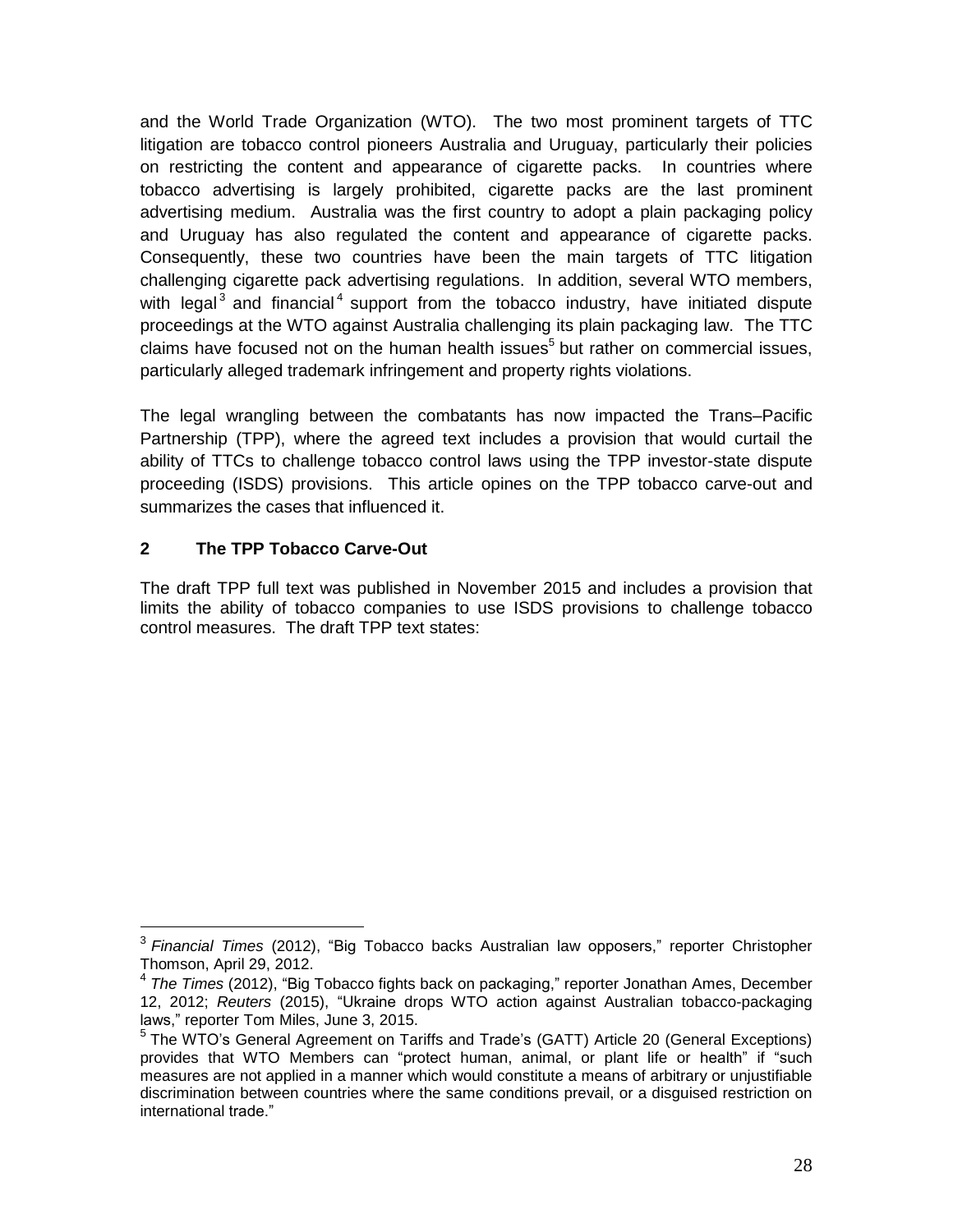and the World Trade Organization (WTO). The two most prominent targets of TTC litigation are tobacco control pioneers Australia and Uruguay, particularly their policies on restricting the content and appearance of cigarette packs. In countries where tobacco advertising is largely prohibited, cigarette packs are the last prominent advertising medium. Australia was the first country to adopt a plain packaging policy and Uruguay has also regulated the content and appearance of cigarette packs. Consequently, these two countries have been the main targets of TTC litigation challenging cigarette pack advertising regulations. In addition, several WTO members, with legal[3] and financial[4] support from the tobacco industry, have initiated dispute proceedings at the WTO against Australia challenging its plain packaging law. The TTC claims have focused not on the human health issues[5] but rather on commercial issues, particularly alleged trademark infringement and property rights violations.

The legal wrangling between the combatants has now impacted the Trans–Pacific Partnership (TPP), where the agreed text includes a provision that would curtail the ability of TTCs to challenge tobacco control laws using the TPP investor-state dispute proceeding (ISDS) provisions. This article opines on the TPP tobacco carve-out and summarizes the cases that influenced it.

## 2 The TPP Tobacco Carve-Out

The draft TPP full text was published in November 2015 and includes a provision that limits the ability of tobacco companies to use ISDS provisions to challenge tobacco control measures. The draft TPP text states:

---

[3] *Financial Times* (2012), "Big Tobacco backs Australian law opposers," reporter Christopher Thomson, April 29, 2012.

[4] *The Times* (2012), "Big Tobacco fights back on packaging," reporter Jonathan Ames, December 12, 2012; *Reuters* (2015), "Ukraine drops WTO action against Australian tobacco-packaging laws," reporter Tom Miles, June 3, 2015.

[5] The WTO's General Agreement on Tariffs and Trade's (GATT) Article 20 (General Exceptions) provides that WTO Members can "protect human, animal, or plant life or health" if "such measures are not applied in a manner which would constitute a means of arbitrary or unjustifiable discrimination between countries where the same conditions prevail, or a disguised restriction on international trade."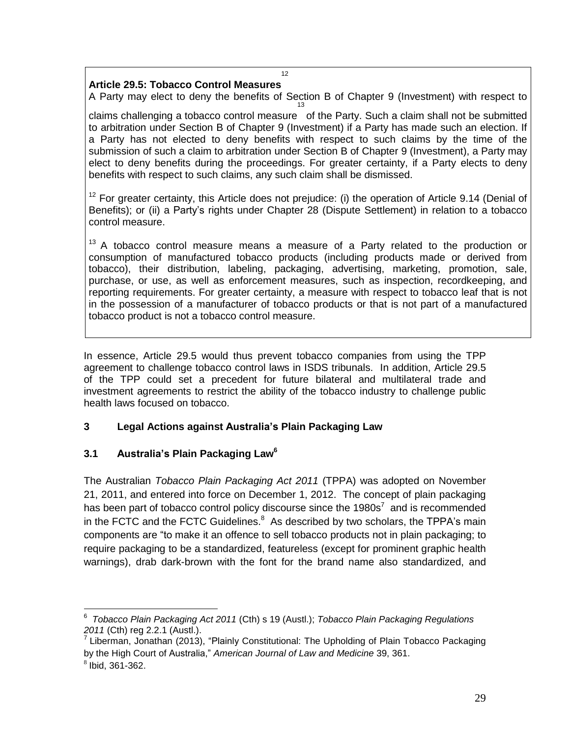**Article 29.5: Tobacco Control Measures**[12]

A Party may elect to deny the benefits of Section B of Chapter 9 (Investment) with respect to claims challenging a tobacco control measure[13] of the Party. Such a claim shall not be submitted to arbitration under Section B of Chapter 9 (Investment) if a Party has made such an election. If a Party has not elected to deny benefits with respect to such claims by the time of the submission of such a claim to arbitration under Section B of Chapter 9 (Investment), a Party may elect to deny benefits during the proceedings. For greater certainty, if a Party elects to deny benefits with respect to such claims, any such claim shall be dismissed.

[12] For greater certainty, this Article does not prejudice: (i) the operation of Article 9.14 (Denial of Benefits); or (ii) a Party's rights under Chapter 28 (Dispute Settlement) in relation to a tobacco control measure.

[13] A tobacco control measure means a measure of a Party related to the production or consumption of manufactured tobacco products (including products made or derived from tobacco), their distribution, labeling, packaging, advertising, marketing, promotion, sale, purchase, or use, as well as enforcement measures, such as inspection, recordkeeping, and reporting requirements. For greater certainty, a measure with respect to tobacco leaf that is not in the possession of a manufacturer of tobacco products or that is not part of a manufactured tobacco product is not a tobacco control measure.

In essence, Article 29.5 would thus prevent tobacco companies from using the TPP agreement to challenge tobacco control laws in ISDS tribunals. In addition, Article 29.5 of the TPP could set a precedent for future bilateral and multilateral trade and investment agreements to restrict the ability of the tobacco industry to challenge public health laws focused on tobacco.

## 3 Legal Actions against Australia's Plain Packaging Law

### 3.1 Australia's Plain Packaging Law[6]

The Australian *Tobacco Plain Packaging Act 2011* (TPPA) was adopted on November 21, 2011, and entered into force on December 1, 2012. The concept of plain packaging has been part of tobacco control policy discourse since the 1980s[7] and is recommended in the FCTC and the FCTC Guidelines.[8] As described by two scholars, the TPPA's main components are "to make it an offence to sell tobacco products not in plain packaging; to require packaging to be a standardized, featureless (except for prominent graphic health warnings), drab dark-brown with the font for the brand name also standardized, and

---

[6] *Tobacco Plain Packaging Act 2011* (Cth) s 19 (Austl.); *Tobacco Plain Packaging Regulations 2011* (Cth) reg 2.2.1 (Austl.).

[7] Liberman, Jonathan (2013), "Plainly Constitutional: The Upholding of Plain Tobacco Packaging by the High Court of Australia," *American Journal of Law and Medicine* 39, 361.

[8] Ibid, 361-362.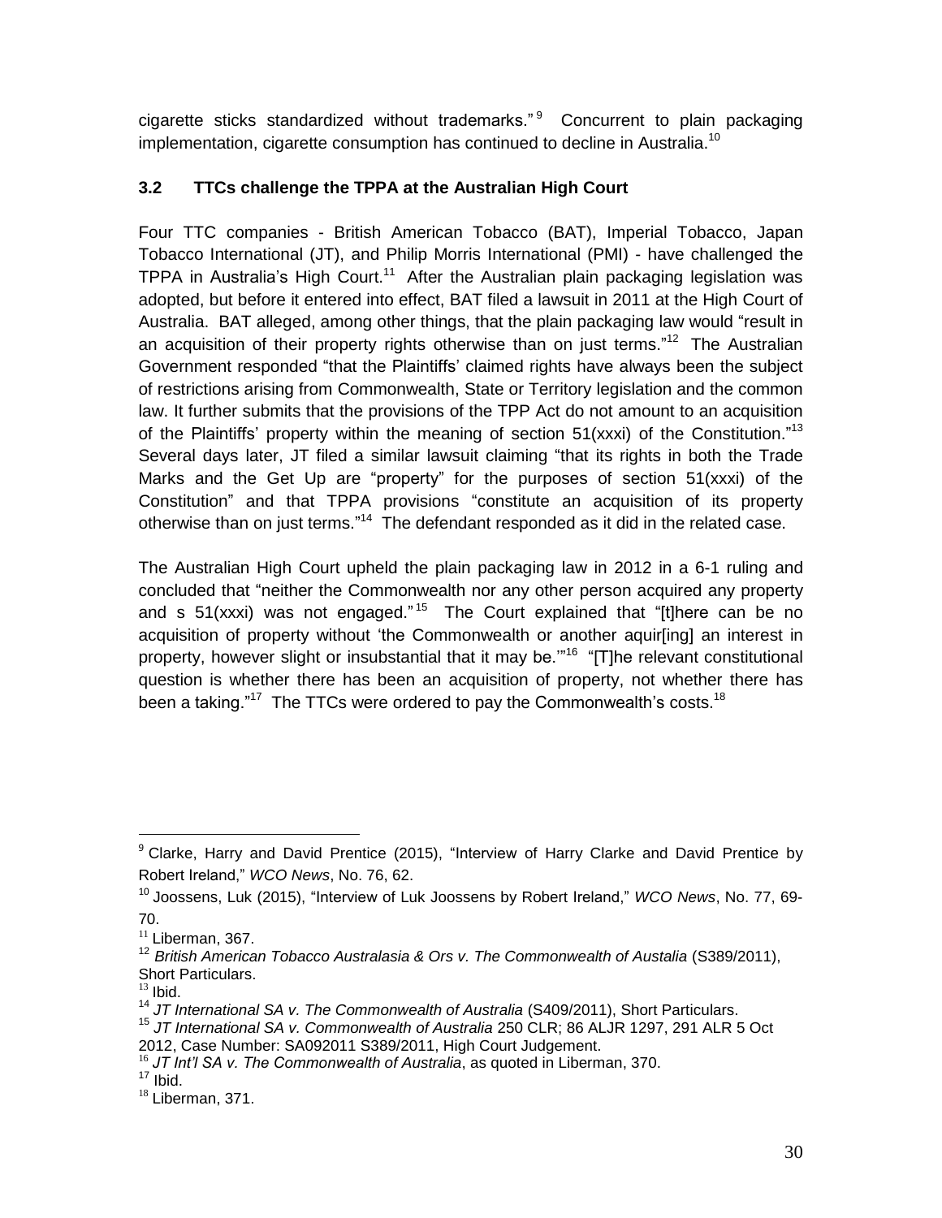cigarette sticks standardized without trademarks."[9] Concurrent to plain packaging implementation, cigarette consumption has continued to decline in Australia.[10]

### 3.2 TTCs challenge the TPPA at the Australian High Court

Four TTC companies - British American Tobacco (BAT), Imperial Tobacco, Japan Tobacco International (JT), and Philip Morris International (PMI) - have challenged the TPPA in Australia's High Court.[11] After the Australian plain packaging legislation was adopted, but before it entered into effect, BAT filed a lawsuit in 2011 at the High Court of Australia. BAT alleged, among other things, that the plain packaging law would "result in an acquisition of their property rights otherwise than on just terms."[12] The Australian Government responded "that the Plaintiffs' claimed rights have always been the subject of restrictions arising from Commonwealth, State or Territory legislation and the common law. It further submits that the provisions of the TPP Act do not amount to an acquisition of the Plaintiffs' property within the meaning of section 51(xxxi) of the Constitution."[13] Several days later, JT filed a similar lawsuit claiming "that its rights in both the Trade Marks and the Get Up are "property" for the purposes of section 51(xxxi) of the Constitution" and that TPPA provisions "constitute an acquisition of its property otherwise than on just terms."[14] The defendant responded as it did in the related case.

The Australian High Court upheld the plain packaging law in 2012 in a 6-1 ruling and concluded that "neither the Commonwealth nor any other person acquired any property and s 51(xxxi) was not engaged."[15] The Court explained that "[t]here can be no acquisition of property without 'the Commonwealth or another aquir[ing] an interest in property, however slight or insubstantial that it may be.'"[16] "[T]he relevant constitutional question is whether there has been an acquisition of property, not whether there has been a taking."[17] The TTCs were ordered to pay the Commonwealth's costs.[18]

---

[9] Clarke, Harry and David Prentice (2015), "Interview of Harry Clarke and David Prentice by Robert Ireland," *WCO News*, No. 76, 62.

[10] Joossens, Luk (2015), "Interview of Luk Joossens by Robert Ireland," *WCO News*, No. 77, 69-70.

[11] Liberman, 367.

[12] *British American Tobacco Australasia & Ors v. The Commonwealth of Austalia* (S389/2011), Short Particulars.

[13] Ibid.

[14] *JT International SA v. The Commonwealth of Australia* (S409/2011), Short Particulars.

[15] *JT International SA v. Commonwealth of Australia* 250 CLR; 86 ALJR 1297, 291 ALR 5 Oct 2012, Case Number: SA092011 S389/2011, High Court Judgement.

[16] *JT Int'l SA v. The Commonwealth of Australia*, as quoted in Liberman, 370.

[17] Ibid.

[18] Liberman, 371.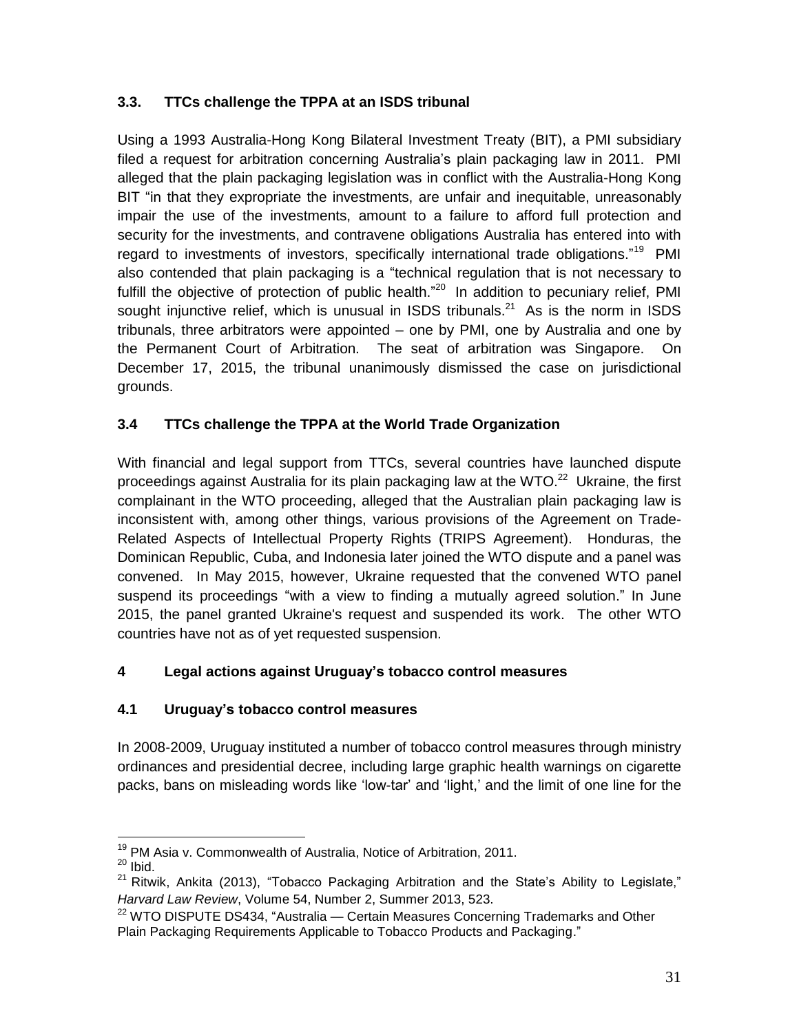### 3.3. TTCs challenge the TPPA at an ISDS tribunal

Using a 1993 Australia-Hong Kong Bilateral Investment Treaty (BIT), a PMI subsidiary filed a request for arbitration concerning Australia's plain packaging law in 2011. PMI alleged that the plain packaging legislation was in conflict with the Australia-Hong Kong BIT "in that they expropriate the investments, are unfair and inequitable, unreasonably impair the use of the investments, amount to a failure to afford full protection and security for the investments, and contravene obligations Australia has entered into with regard to investments of investors, specifically international trade obligations."[19] PMI also contended that plain packaging is a "technical regulation that is not necessary to fulfill the objective of protection of public health."[20] In addition to pecuniary relief, PMI sought injunctive relief, which is unusual in ISDS tribunals.[21] As is the norm in ISDS tribunals, three arbitrators were appointed – one by PMI, one by Australia and one by the Permanent Court of Arbitration. The seat of arbitration was Singapore. On December 17, 2015, the tribunal unanimously dismissed the case on jurisdictional grounds.

### 3.4 TTCs challenge the TPPA at the World Trade Organization

With financial and legal support from TTCs, several countries have launched dispute proceedings against Australia for its plain packaging law at the WTO.[22] Ukraine, the first complainant in the WTO proceeding, alleged that the Australian plain packaging law is inconsistent with, among other things, various provisions of the Agreement on Trade-Related Aspects of Intellectual Property Rights (TRIPS Agreement). Honduras, the Dominican Republic, Cuba, and Indonesia later joined the WTO dispute and a panel was convened. In May 2015, however, Ukraine requested that the convened WTO panel suspend its proceedings "with a view to finding a mutually agreed solution." In June 2015, the panel granted Ukraine's request and suspended its work. The other WTO countries have not as of yet requested suspension.

## 4 Legal actions against Uruguay's tobacco control measures

### 4.1 Uruguay's tobacco control measures

In 2008-2009, Uruguay instituted a number of tobacco control measures through ministry ordinances and presidential decree, including large graphic health warnings on cigarette packs, bans on misleading words like 'low-tar' and 'light,' and the limit of one line for the

---

[19] PM Asia v. Commonwealth of Australia, Notice of Arbitration, 2011.

[20] Ibid.

[21] Ritwik, Ankita (2013), "Tobacco Packaging Arbitration and the State's Ability to Legislate," *Harvard Law Review*, Volume 54, Number 2, Summer 2013, 523.

[22] WTO DISPUTE DS434, "Australia — Certain Measures Concerning Trademarks and Other Plain Packaging Requirements Applicable to Tobacco Products and Packaging."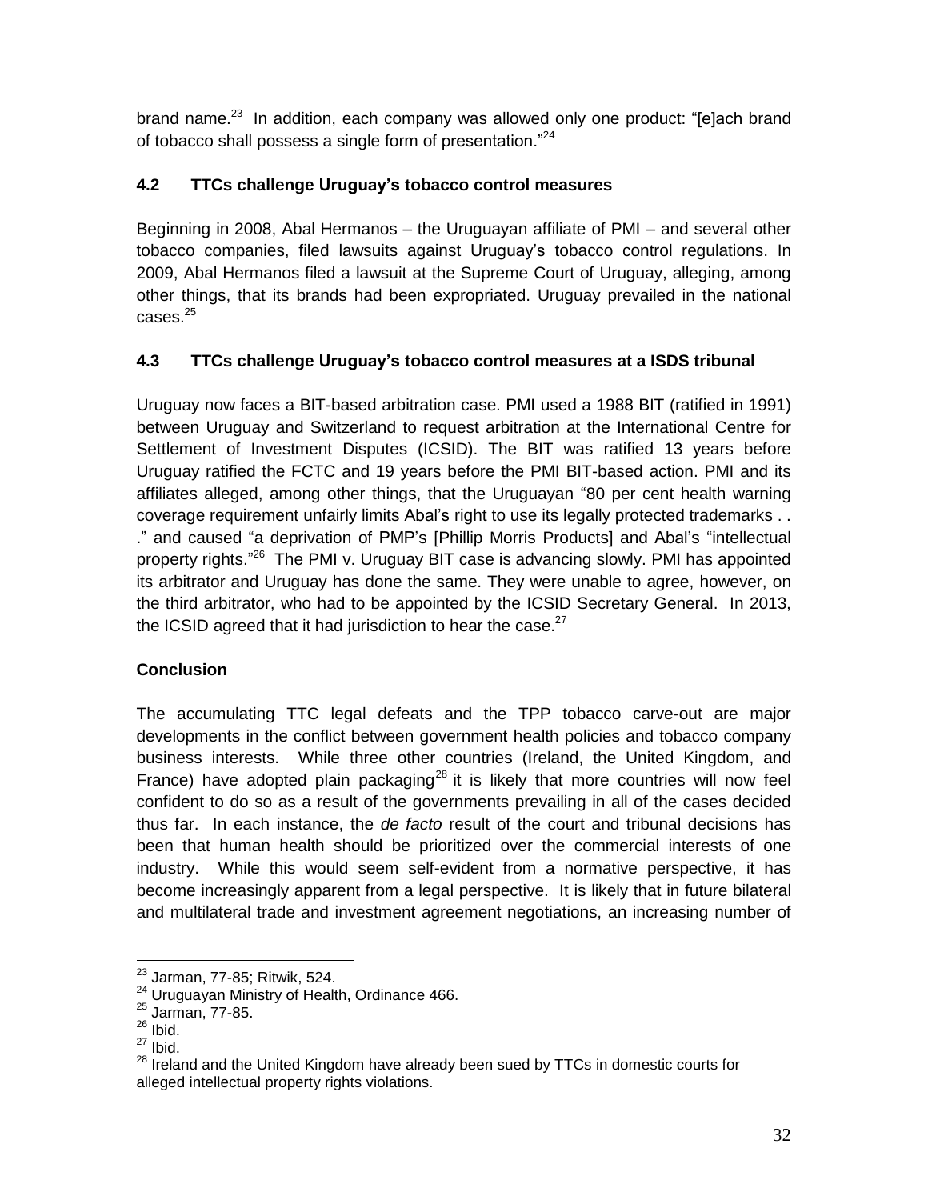brand name.[23] In addition, each company was allowed only one product: "[e]ach brand of tobacco shall possess a single form of presentation."[24]

### 4.2 TTCs challenge Uruguay's tobacco control measures

Beginning in 2008, Abal Hermanos – the Uruguayan affiliate of PMI – and several other tobacco companies, filed lawsuits against Uruguay's tobacco control regulations. In 2009, Abal Hermanos filed a lawsuit at the Supreme Court of Uruguay, alleging, among other things, that its brands had been expropriated. Uruguay prevailed in the national cases.[25]

### 4.3 TTCs challenge Uruguay's tobacco control measures at a ISDS tribunal

Uruguay now faces a BIT-based arbitration case. PMI used a 1988 BIT (ratified in 1991) between Uruguay and Switzerland to request arbitration at the International Centre for Settlement of Investment Disputes (ICSID). The BIT was ratified 13 years before Uruguay ratified the FCTC and 19 years before the PMI BIT-based action. PMI and its affiliates alleged, among other things, that the Uruguayan "80 per cent health warning coverage requirement unfairly limits Abal's right to use its legally protected trademarks . . ." and caused "a deprivation of PMP's [Phillip Morris Products] and Abal's "intellectual property rights."[26] The PMI v. Uruguay BIT case is advancing slowly. PMI has appointed its arbitrator and Uruguay has done the same. They were unable to agree, however, on the third arbitrator, who had to be appointed by the ICSID Secretary General. In 2013, the ICSID agreed that it had jurisdiction to hear the case.[27]

### Conclusion

The accumulating TTC legal defeats and the TPP tobacco carve-out are major developments in the conflict between government health policies and tobacco company business interests. While three other countries (Ireland, the United Kingdom, and France) have adopted plain packaging[28] it is likely that more countries will now feel confident to do so as a result of the governments prevailing in all of the cases decided thus far. In each instance, the *de facto* result of the court and tribunal decisions has been that human health should be prioritized over the commercial interests of one industry. While this would seem self-evident from a normative perspective, it has become increasingly apparent from a legal perspective. It is likely that in future bilateral and multilateral trade and investment agreement negotiations, an increasing number of

---

[23] Jarman, 77-85; Ritwik, 524.

[24] Uruguayan Ministry of Health, Ordinance 466.

[25] Jarman, 77-85.

[26] Ibid.

[27] Ibid.

[28] Ireland and the United Kingdom have already been sued by TTCs in domestic courts for alleged intellectual property rights violations.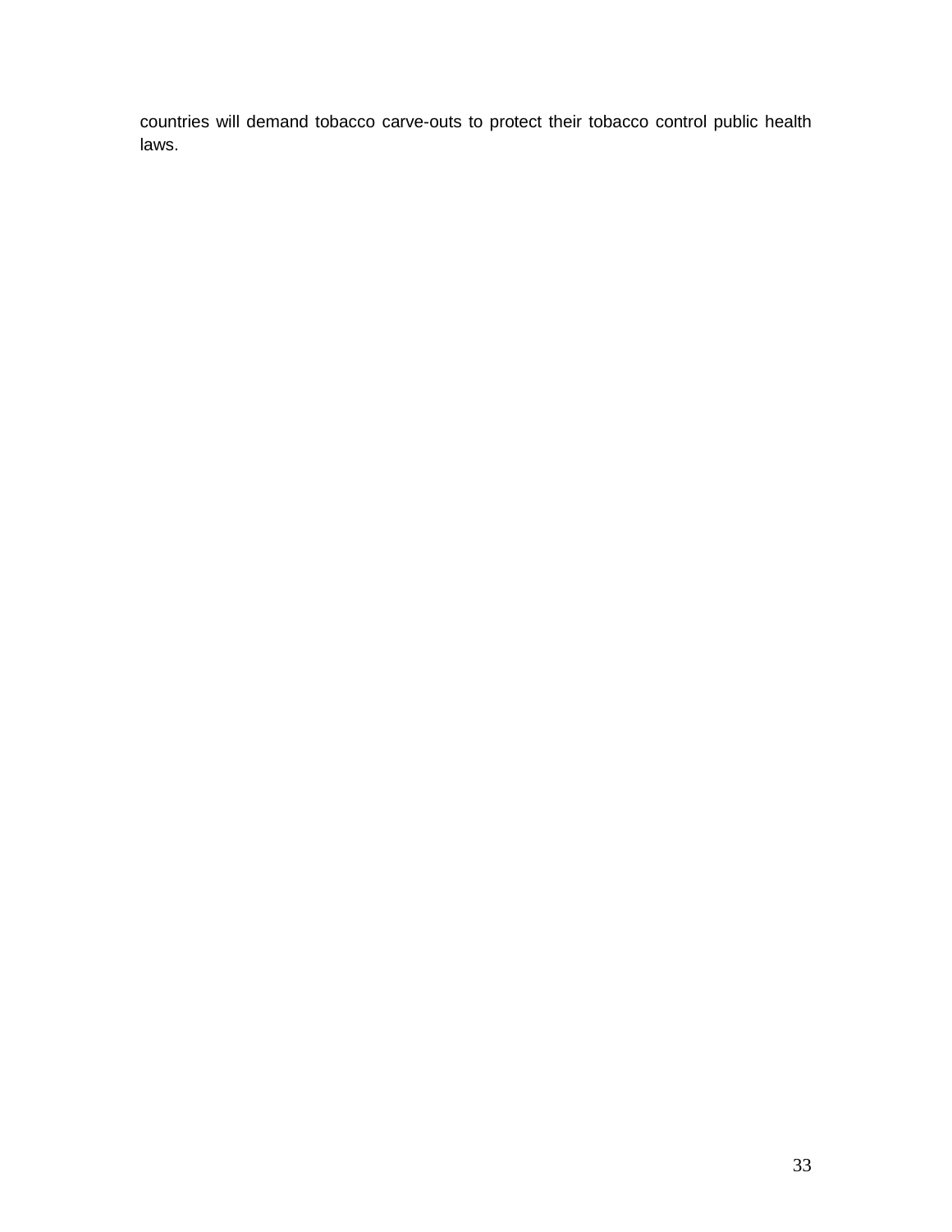countries will demand tobacco carve-outs to protect their tobacco control public health laws.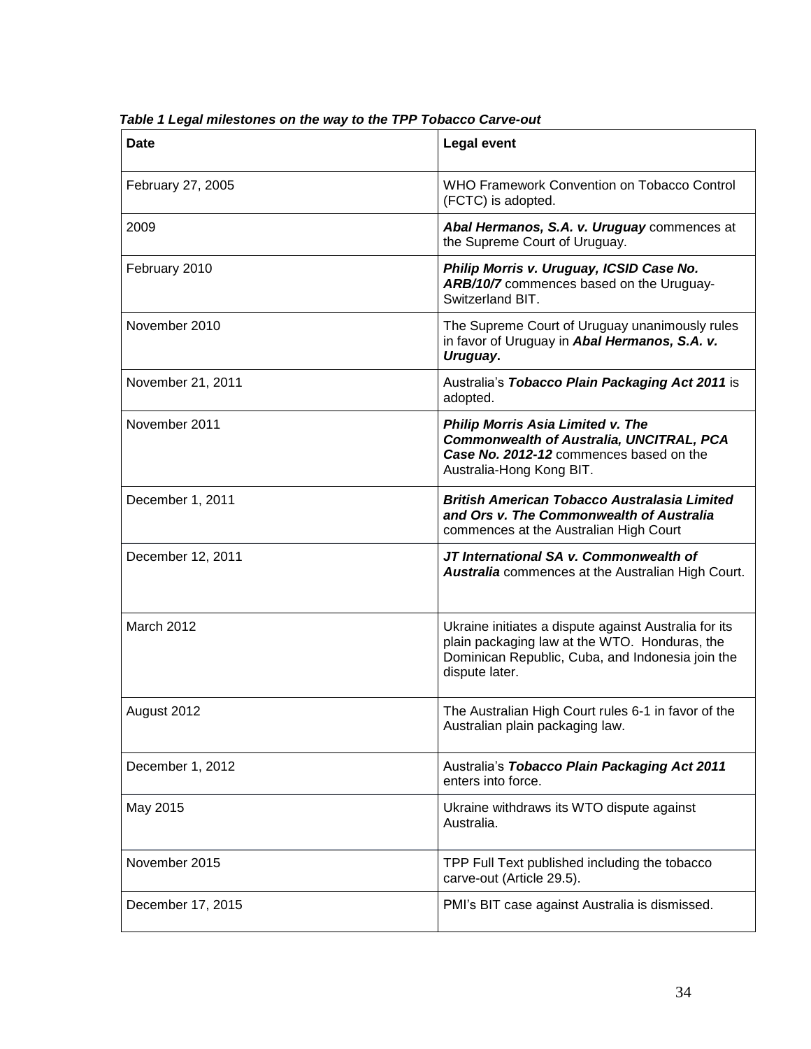***Table 1 Legal milestones on the way to the TPP Tobacco Carve-out***

| **Date** | **Legal event** |
| --- | --- |
| February 27, 2005 | WHO Framework Convention on Tobacco Control (FCTC) is adopted. |
| 2009 | ***Abal Hermanos, S.A. v. Uruguay*** commences at the Supreme Court of Uruguay. |
| February 2010 | ***Philip Morris v. Uruguay, ICSID Case No. ARB/10/7*** commences based on the Uruguay-Switzerland BIT. |
| November 2010 | The Supreme Court of Uruguay unanimously rules in favor of Uruguay in ***Abal Hermanos, S.A. v. Uruguay*****.** |
| November 21, 2011 | Australia's ***Tobacco Plain Packaging Act 2011*** is adopted. |
| November 2011 | ***Philip Morris Asia Limited v. The Commonwealth of Australia, UNCITRAL, PCA Case No. 2012-12*** commences based on the Australia-Hong Kong BIT. |
| December 1, 2011 | ***British American Tobacco Australasia Limited and Ors v. The Commonwealth of Australia*** commences at the Australian High Court |
| December 12, 2011 | ***JT International SA v. Commonwealth of Australia*** commences at the Australian High Court. |
| March 2012 | Ukraine initiates a dispute against Australia for its plain packaging law at the WTO. Honduras, the Dominican Republic, Cuba, and Indonesia join the dispute later. |
| August 2012 | The Australian High Court rules 6-1 in favor of the Australian plain packaging law. |
| December 1, 2012 | Australia's ***Tobacco Plain Packaging Act 2011*** enters into force. |
| May 2015 | Ukraine withdraws its WTO dispute against Australia. |
| November 2015 | TPP Full Text published including the tobacco carve-out (Article 29.5). |
| December 17, 2015 | PMI's BIT case against Australia is dismissed. |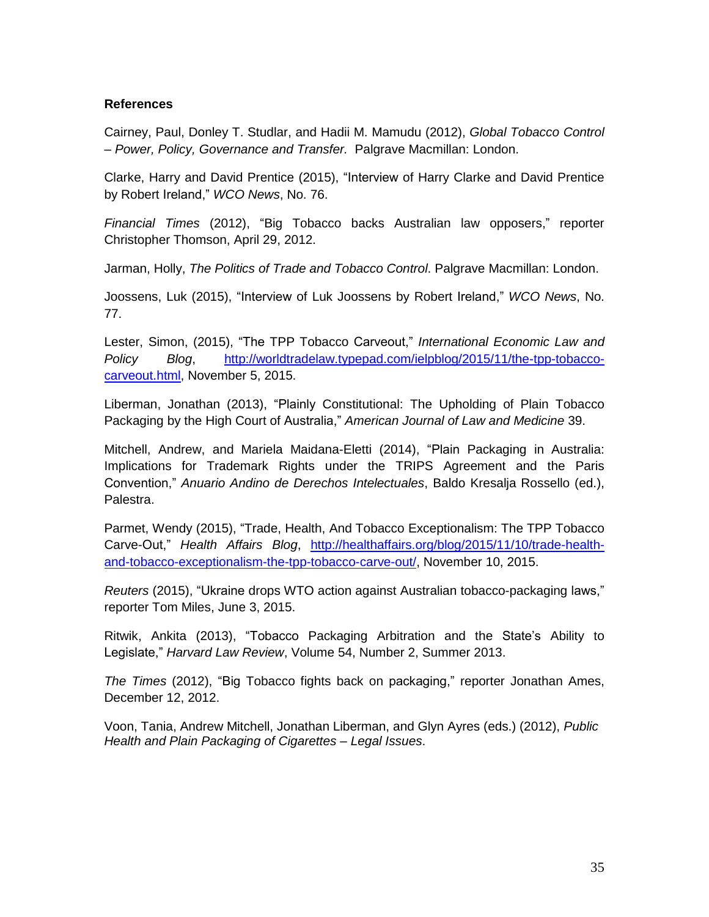**References**

Cairney, Paul, Donley T. Studlar, and Hadii M. Mamudu (2012), *Global Tobacco Control – Power, Policy, Governance and Transfer.* Palgrave Macmillan: London.

Clarke, Harry and David Prentice (2015), "Interview of Harry Clarke and David Prentice by Robert Ireland," *WCO News*, No. 76.

*Financial Times* (2012), "Big Tobacco backs Australian law opposers," reporter Christopher Thomson, April 29, 2012.

Jarman, Holly, *The Politics of Trade and Tobacco Control*. Palgrave Macmillan: London.

Joossens, Luk (2015), "Interview of Luk Joossens by Robert Ireland," *WCO News*, No. 77.

Lester, Simon, (2015), "The TPP Tobacco Carveout," *International Economic Law and Policy Blog*, http://worldtradelaw.typepad.com/ielpblog/2015/11/the-tpp-tobacco-carveout.html, November 5, 2015.

Liberman, Jonathan (2013), "Plainly Constitutional: The Upholding of Plain Tobacco Packaging by the High Court of Australia," *American Journal of Law and Medicine* 39.

Mitchell, Andrew, and Mariela Maidana-Eletti (2014), "Plain Packaging in Australia: Implications for Trademark Rights under the TRIPS Agreement and the Paris Convention," *Anuario Andino de Derechos Intelectuales*, Baldo Kresalja Rossello (ed.), Palestra.

Parmet, Wendy (2015), "Trade, Health, And Tobacco Exceptionalism: The TPP Tobacco Carve-Out," *Health Affairs Blog*, http://healthaffairs.org/blog/2015/11/10/trade-health-and-tobacco-exceptionalism-the-tpp-tobacco-carve-out/, November 10, 2015.

*Reuters* (2015), "Ukraine drops WTO action against Australian tobacco-packaging laws," reporter Tom Miles, June 3, 2015.

Ritwik, Ankita (2013), "Tobacco Packaging Arbitration and the State's Ability to Legislate," *Harvard Law Review*, Volume 54, Number 2, Summer 2013.

*The Times* (2012), "Big Tobacco fights back on packaging," reporter Jonathan Ames, December 12, 2012.

Voon, Tania, Andrew Mitchell, Jonathan Liberman, and Glyn Ayres (eds.) (2012), *Public Health and Plain Packaging of Cigarettes – Legal Issues*.